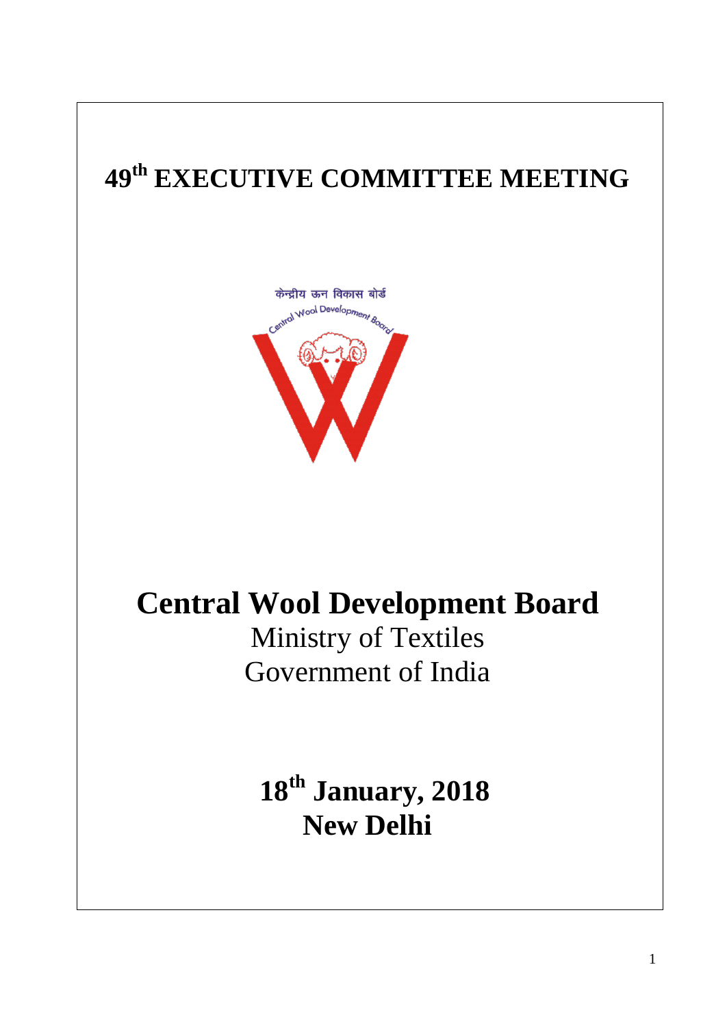# 49th EXECUTIVE COMMITTEE MEETING

केन्द्रीय ऊन विकास बोर्ड
Central Wool Development Board

# Central Wool Development Board

Ministry of Textiles
Government of India

**18th January, 2018**
**New Delhi**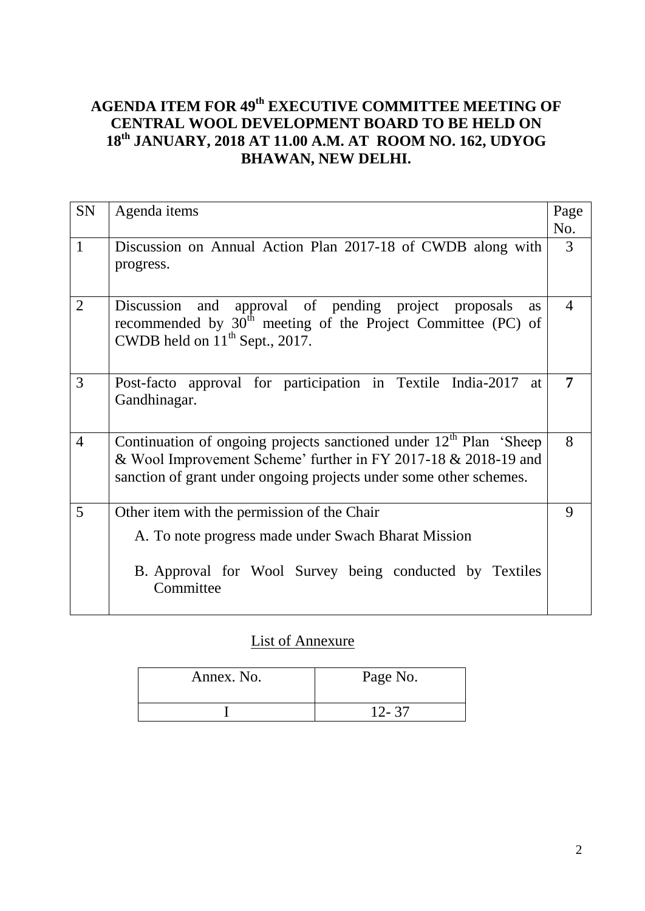**AGENDA ITEM FOR 49th EXECUTIVE COMMITTEE MEETING OF CENTRAL WOOL DEVELOPMENT BOARD TO BE HELD ON 18th JANUARY, 2018 AT 11.00 A.M. AT ROOM NO. 162, UDYOG BHAWAN, NEW DELHI.**

| SN | Agenda items | Page No. |
|---|---|---|
| 1 | Discussion on Annual Action Plan 2017-18 of CWDB along with progress. | 3 |
| 2 | Discussion and approval of pending project proposals as recommended by 30th meeting of the Project Committee (PC) of CWDB held on 11th Sept., 2017. | 4 |
| 3 | Post-facto approval for participation in Textile India-2017 at Gandhinagar. | **7** |
| 4 | Continuation of ongoing projects sanctioned under 12th Plan 'Sheep & Wool Improvement Scheme' further in FY 2017-18 & 2018-19 and sanction of grant under ongoing projects under some other schemes. | 8 |
| 5 | Other item with the permission of the Chair<br>A. To note progress made under Swach Bharat Mission<br>B. Approval for Wool Survey being conducted by Textiles Committee | 9 |

List of Annexure

| Annex. No. | Page No. |
|---|---|
| I | 12- 37 |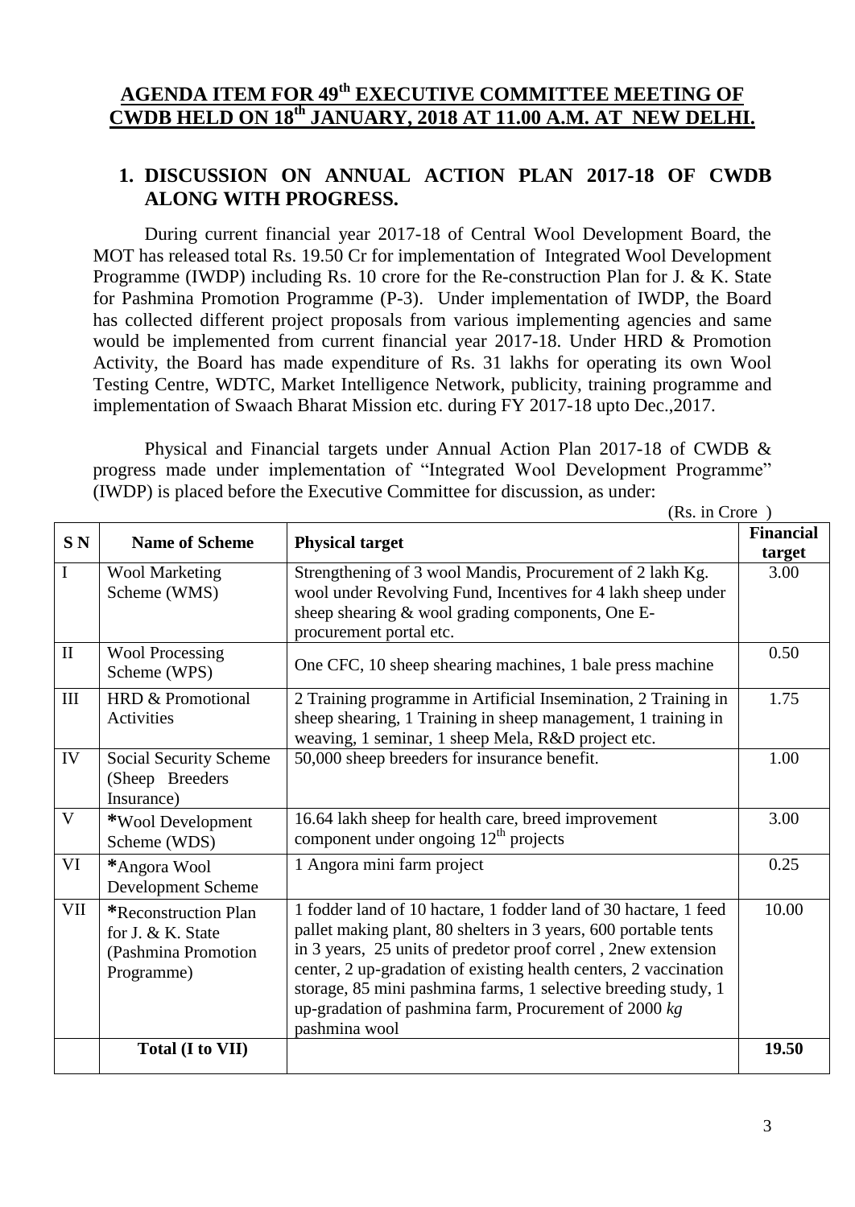## AGENDA ITEM FOR 49th EXECUTIVE COMMITTEE MEETING OF CWDB HELD ON 18th JANUARY, 2018 AT 11.00 A.M. AT NEW DELHI.

### 1. DISCUSSION ON ANNUAL ACTION PLAN 2017-18 OF CWDB ALONG WITH PROGRESS.

During current financial year 2017-18 of Central Wool Development Board, the MOT has released total Rs. 19.50 Cr for implementation of Integrated Wool Development Programme (IWDP) including Rs. 10 crore for the Re-construction Plan for J. & K. State for Pashmina Promotion Programme (P-3). Under implementation of IWDP, the Board has collected different project proposals from various implementing agencies and same would be implemented from current financial year 2017-18. Under HRD & Promotion Activity, the Board has made expenditure of Rs. 31 lakhs for operating its own Wool Testing Centre, WDTC, Market Intelligence Network, publicity, training programme and implementation of Swaach Bharat Mission etc. during FY 2017-18 upto Dec.,2017.

Physical and Financial targets under Annual Action Plan 2017-18 of CWDB & progress made under implementation of "Integrated Wool Development Programme" (IWDP) is placed before the Executive Committee for discussion, as under:

(Rs. in Crore )

| S N | Name of Scheme | Physical target | Financial target |
|---|---|---|---|
| I | Wool Marketing Scheme (WMS) | Strengthening of 3 wool Mandis, Procurement of 2 lakh Kg. wool under Revolving Fund, Incentives for 4 lakh sheep under sheep shearing & wool grading components, One E-procurement portal etc. | 3.00 |
| II | Wool Processing Scheme (WPS) | One CFC, 10 sheep shearing machines, 1 bale press machine | 0.50 |
| III | HRD & Promotional Activities | 2 Training programme in Artificial Insemination, 2 Training in sheep shearing, 1 Training in sheep management, 1 training in weaving, 1 seminar, 1 sheep Mela, R&D project etc. | 1.75 |
| IV | Social Security Scheme (Sheep Breeders Insurance) | 50,000 sheep breeders for insurance benefit. | 1.00 |
| V | **\***Wool Development Scheme (WDS) | 16.64 lakh sheep for health care, breed improvement component under ongoing 12th projects | 3.00 |
| VI | **\***Angora Wool Development Scheme | 1 Angora mini farm project | 0.25 |
| VII | **\***Reconstruction Plan for J. & K. State (Pashmina Promotion Programme) | 1 fodder land of 10 hactare, 1 fodder land of 30 hactare, 1 feed pallet making plant, 80 shelters in 3 years, 600 portable tents in 3 years, 25 units of predetor proof correl , 2new extension center, 2 up-gradation of existing health centers, 2 vaccination storage, 85 mini pashmina farms, 1 selective breeding study, 1 up-gradation of pashmina farm, Procurement of 2000 *kg* pashmina wool | 10.00 |
| | **Total (I to VII)** | | **19.50** |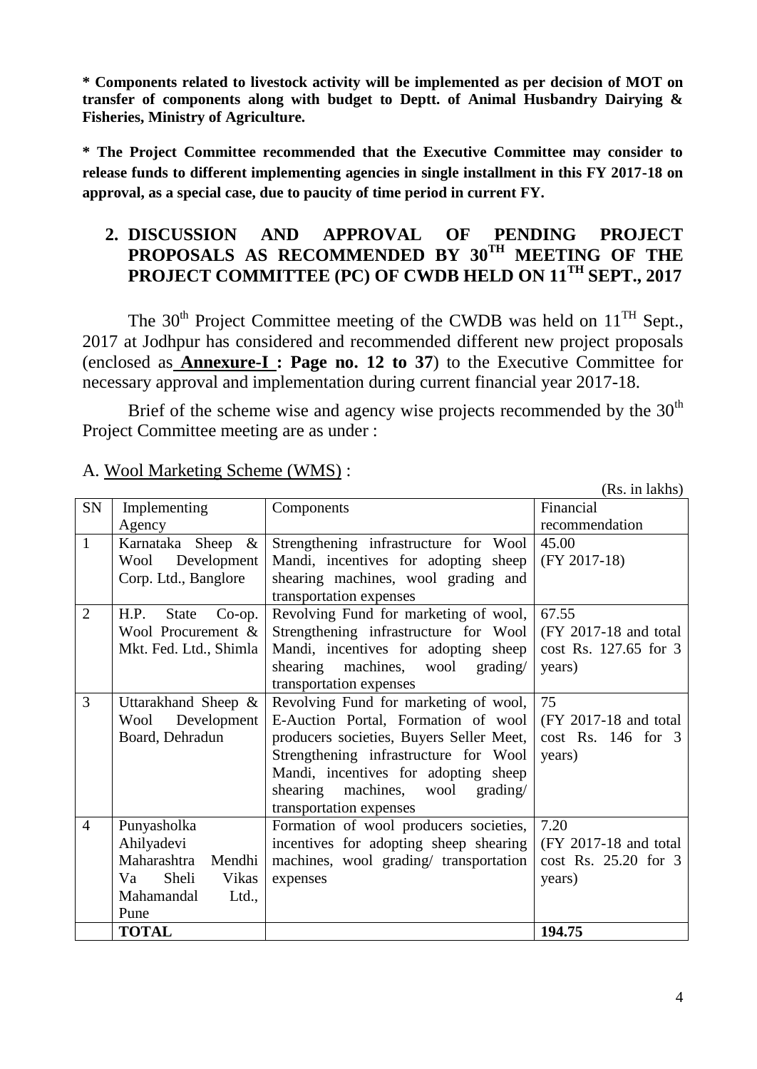**\* Components related to livestock activity will be implemented as per decision of MOT on transfer of components along with budget to Deptt. of Animal Husbandry Dairying & Fisheries, Ministry of Agriculture.**

**\* The Project Committee recommended that the Executive Committee may consider to release funds to different implementing agencies in single installment in this FY 2017-18 on approval, as a special case, due to paucity of time period in current FY.**

## 2. DISCUSSION AND APPROVAL OF PENDING PROJECT PROPOSALS AS RECOMMENDED BY 30TH MEETING OF THE PROJECT COMMITTEE (PC) OF CWDB HELD ON 11TH SEPT., 2017

The 30th Project Committee meeting of the CWDB was held on 11TH Sept., 2017 at Jodhpur has considered and recommended different new project proposals (enclosed as **Annexure-I : Page no. 12 to 37**) to the Executive Committee for necessary approval and implementation during current financial year 2017-18.

Brief of the scheme wise and agency wise projects recommended by the 30th Project Committee meeting are as under :

A. Wool Marketing Scheme (WMS) :

(Rs. in lakhs)

| SN | Implementing Agency | Components | Financial recommendation |
|---|---|---|---|
| 1 | Karnataka Sheep & Wool Development Corp. Ltd., Banglore | Strengthening infrastructure for Wool Mandi, incentives for adopting sheep shearing machines, wool grading and transportation expenses | 45.00 (FY 2017-18) |
| 2 | H.P. State Co-op. Wool Procurement & Mkt. Fed. Ltd., Shimla | Revolving Fund for marketing of wool, Strengthening infrastructure for Wool Mandi, incentives for adopting sheep shearing machines, wool grading/ transportation expenses | 67.55 (FY 2017-18 and total cost Rs. 127.65 for 3 years) |
| 3 | Uttarakhand Sheep & Wool Development Board, Dehradun | Revolving Fund for marketing of wool, E-Auction Portal, Formation of wool producers societies, Buyers Seller Meet, Strengthening infrastructure for Wool Mandi, incentives for adopting sheep shearing machines, wool grading/ transportation expenses | 75 (FY 2017-18 and total cost Rs. 146 for 3 years) |
| 4 | Punyasholka Ahilyadevi Maharashtra Mendhi Va Sheli Vikas Mahamandal Ltd., Pune | Formation of wool producers societies, incentives for adopting sheep shearing machines, wool grading/ transportation expenses | 7.20 (FY 2017-18 and total cost Rs. 25.20 for 3 years) |
| | **TOTAL** | | **194.75** |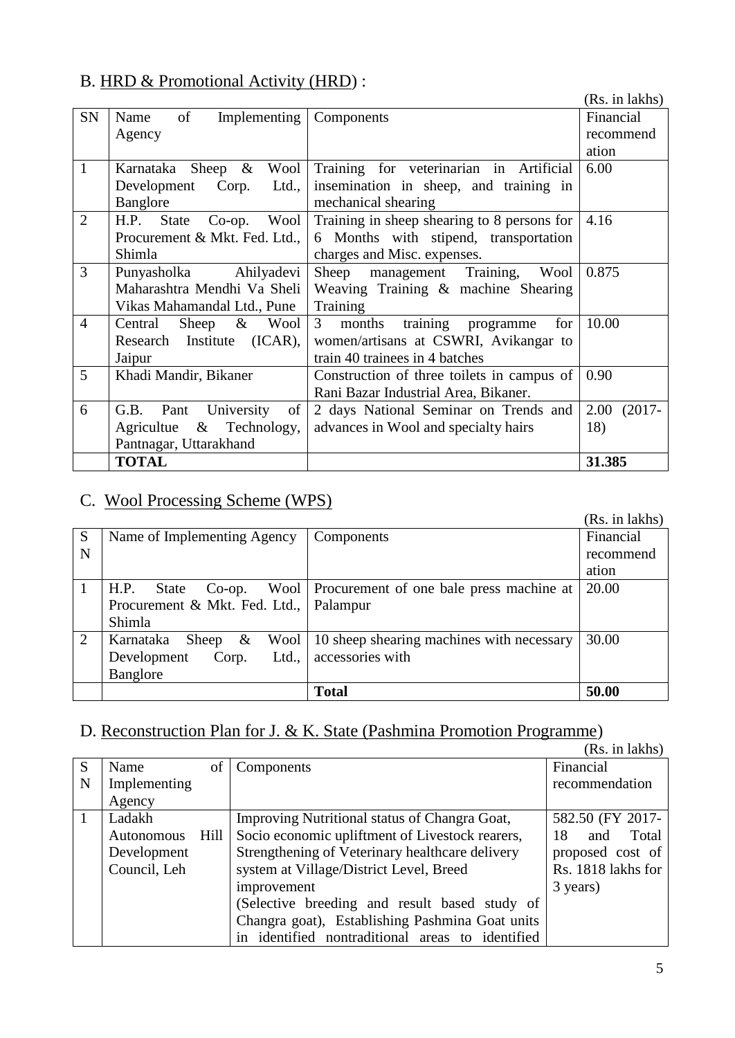## B. HRD & Promotional Activity (HRD) :

(Rs. in lakhs)

| SN | Name of Implementing Agency | Components | Financial recommendation |
|---|---|---|---|
| 1 | Karnataka Sheep & Wool Development Corp. Ltd., Banglore | Training for veterinarian in Artificial insemination in sheep, and training in mechanical shearing | 6.00 |
| 2 | H.P. State Co-op. Wool Procurement & Mkt. Fed. Ltd., Shimla | Training in sheep shearing to 8 persons for 6 Months with stipend, transportation charges and Misc. expenses. | 4.16 |
| 3 | Punyasholka Ahilyadevi Maharashtra Mendhi Va Sheli Vikas Mahamandal Ltd., Pune | Sheep management Training, Wool Weaving Training & machine Shearing Training | 0.875 |
| 4 | Central Sheep & Wool Research Institute (ICAR), Jaipur | 3 months training programme for women/artisans at CSWRI, Avikangar to train 40 trainees in 4 batches | 10.00 |
| 5 | Khadi Mandir, Bikaner | Construction of three toilets in campus of Rani Bazar Industrial Area, Bikaner. | 0.90 |
| 6 | G.B. Pant University of Agricultue & Technology, Pantnagar, Uttarakhand | 2 days National Seminar on Trends and advances in Wool and specialty hairs | 2.00 (2017-18) |
| | **TOTAL** | | **31.385** |

## C. Wool Processing Scheme (WPS)

(Rs. in lakhs)

| SN | Name of Implementing Agency | Components | Financial recommendation |
|---|---|---|---|
| 1 | H.P. State Co-op. Wool Procurement & Mkt. Fed. Ltd., Shimla | Procurement of one bale press machine at Palampur | 20.00 |
| 2 | Karnataka Sheep & Wool Development Corp. Ltd., Banglore | 10 sheep shearing machines with necessary accessories with | 30.00 |
| | | **Total** | **50.00** |

## D. Reconstruction Plan for J. & K. State (Pashmina Promotion Programme)

(Rs. in lakhs)

| SN | Name of Implementing Agency | Components | Financial recommendation |
|---|---|---|---|
| 1 | Ladakh Autonomous Hill Development Council, Leh | Improving Nutritional status of Changra Goat, Socio economic upliftment of Livestock rearers, Strengthening of Veterinary healthcare delivery system at Village/District Level, Breed improvement (Selective breeding and result based study of Changra goat), Establishing Pashmina Goat units in identified nontraditional areas to identified | 582.50 (FY 2017-18 and Total proposed cost of Rs. 1818 lakhs for 3 years) |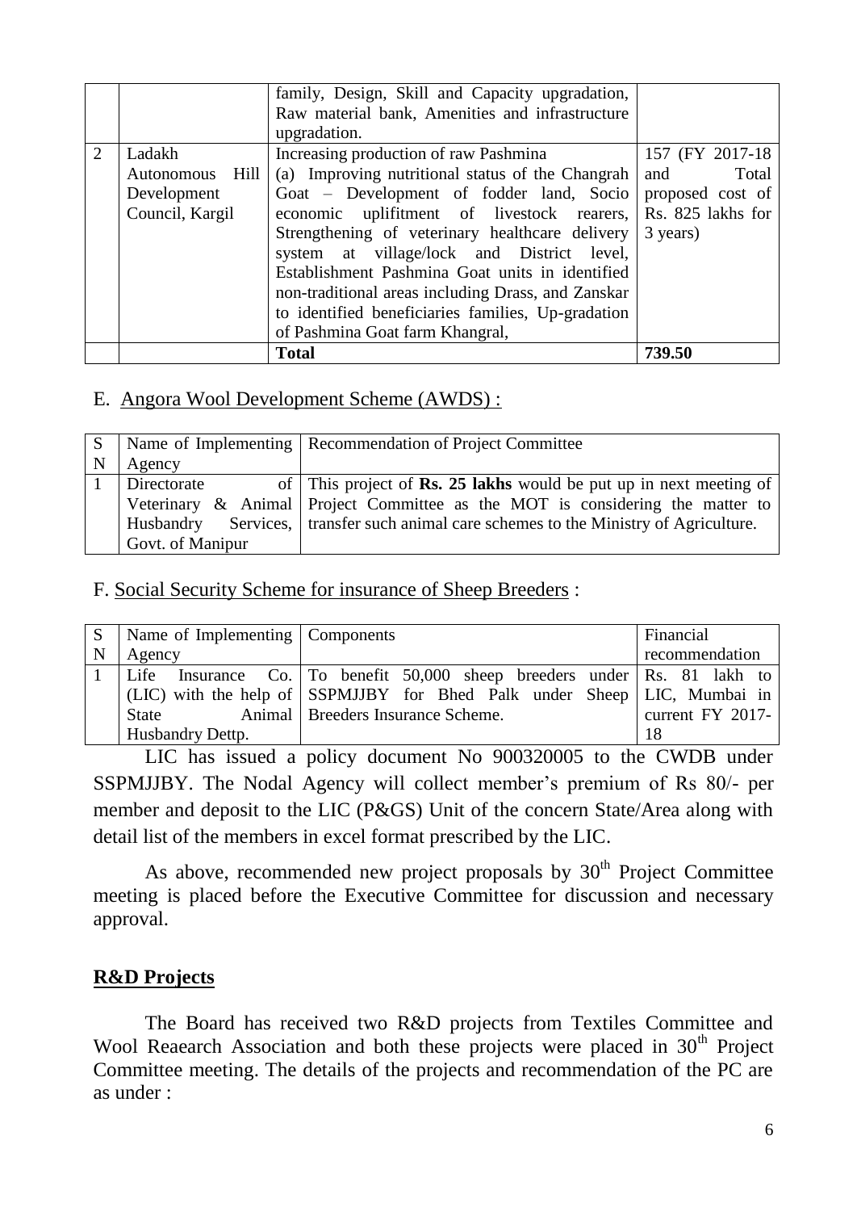|  |  | family, Design, Skill and Capacity upgradation, Raw material bank, Amenities and infrastructure upgradation. |  |
|---|---|---|---|
| 2 | Ladakh Autonomous Hill Development Council, Kargil | Increasing production of raw Pashmina (a) Improving nutritional status of the Changrah Goat – Development of fodder land, Socio economic uplifitment of livestock rearers, Strengthening of veterinary healthcare delivery system at village/lock and District level, Establishment Pashmina Goat units in identified non-traditional areas including Drass, and Zanskar to identified beneficiaries families, Up-gradation of Pashmina Goat farm Khangral, | 157 (FY 2017-18 and Total proposed cost of Rs. 825 lakhs for 3 years) |
|  |  | **Total** | **739.50** |

## E. Angora Wool Development Scheme (AWDS) :

| SN | Name of Implementing Agency | Recommendation of Project Committee |
|---|---|---|
| 1 | Directorate of Veterinary & Animal Husbandry Services, Govt. of Manipur | This project of **Rs. 25 lakhs** would be put up in next meeting of Project Committee as the MOT is considering the matter to transfer such animal care schemes to the Ministry of Agriculture. |

## F. Social Security Scheme for insurance of Sheep Breeders :

| SN | Name of Implementing Agency | Components | Financial recommendation |
|---|---|---|---|
| 1 | Life Insurance Co. (LIC) with the help of State Animal Husbandry Dettp. | To benefit 50,000 sheep breeders under SSPMJJBY for Bhed Palk under Sheep Breeders Insurance Scheme. | Rs. 81 lakh to LIC, Mumbai in current FY 2017-18 |

LIC has issued a policy document No 900320005 to the CWDB under SSPMJJBY. The Nodal Agency will collect member's premium of Rs 80/- per member and deposit to the LIC (P&GS) Unit of the concern State/Area along with detail list of the members in excel format prescribed by the LIC.

As above, recommended new project proposals by 30th Project Committee meeting is placed before the Executive Committee for discussion and necessary approval.

## R&D Projects

The Board has received two R&D projects from Textiles Committee and Wool Reaearch Association and both these projects were placed in 30th Project Committee meeting. The details of the projects and recommendation of the PC are as under :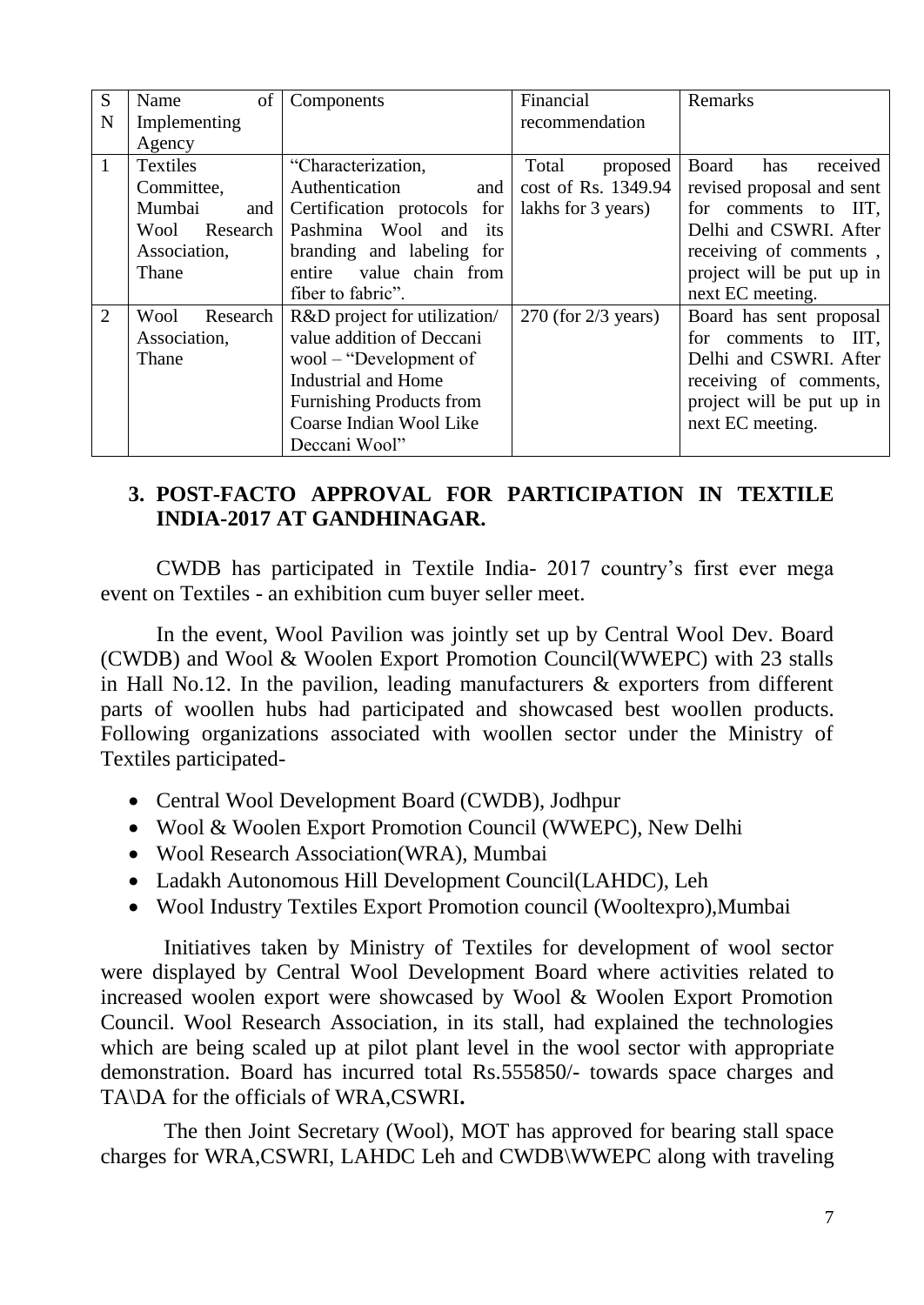| SN | Name of Implementing Agency | Components | Financial recommendation | Remarks |
|---|---|---|---|---|
| 1 | Textiles Committee, Mumbai and Wool Research Association, Thane | "Characterization, Authentication and Certification protocols for Pashmina Wool and its branding and labeling for entire value chain from fiber to fabric". | Total proposed cost of Rs. 1349.94 lakhs for 3 years) | Board has received revised proposal and sent for comments to IIT, Delhi and CSWRI. After receiving of comments , project will be put up in next EC meeting. |
| 2 | Wool Research Association, Thane | R&D project for utilization/ value addition of Deccani wool – "Development of Industrial and Home Furnishing Products from Coarse Indian Wool Like Deccani Wool" | 270 (for 2/3 years) | Board has sent proposal for comments to IIT, Delhi and CSWRI. After receiving of comments, project will be put up in next EC meeting. |

## 3. POST-FACTO APPROVAL FOR PARTICIPATION IN TEXTILE INDIA-2017 AT GANDHINAGAR.

CWDB has participated in Textile India- 2017 country's first ever mega event on Textiles - an exhibition cum buyer seller meet.

In the event, Wool Pavilion was jointly set up by Central Wool Dev. Board (CWDB) and Wool & Woolen Export Promotion Council(WWEPC) with 23 stalls in Hall No.12. In the pavilion, leading manufacturers & exporters from different parts of woollen hubs had participated and showcased best woollen products. Following organizations associated with woollen sector under the Ministry of Textiles participated-

- Central Wool Development Board (CWDB), Jodhpur
- Wool & Woolen Export Promotion Council (WWEPC), New Delhi
- Wool Research Association(WRA), Mumbai
- Ladakh Autonomous Hill Development Council(LAHDC), Leh
- Wool Industry Textiles Export Promotion council (Wooltexpro),Mumbai

Initiatives taken by Ministry of Textiles for development of wool sector were displayed by Central Wool Development Board where activities related to increased woolen export were showcased by Wool & Woolen Export Promotion Council. Wool Research Association, in its stall, had explained the technologies which are being scaled up at pilot plant level in the wool sector with appropriate demonstration. Board has incurred total Rs.555850/- towards space charges and TA\DA for the officials of WRA,CSWRI**.**

The then Joint Secretary (Wool), MOT has approved for bearing stall space charges for WRA,CSWRI, LAHDC Leh and CWDB\WWEPC along with traveling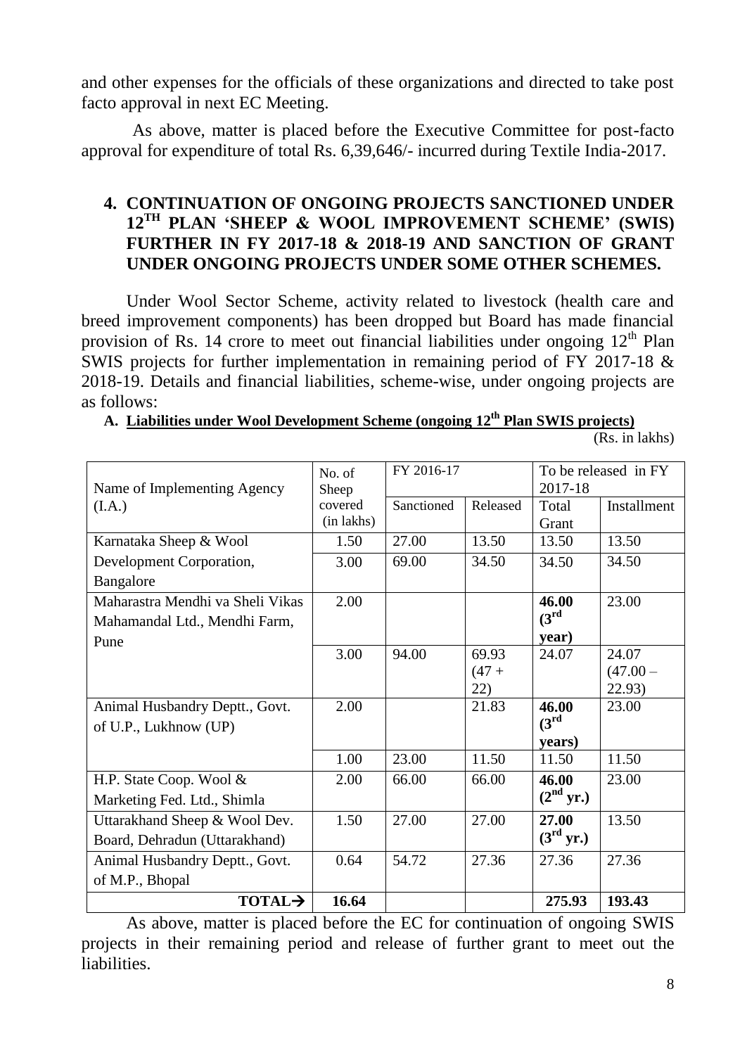and other expenses for the officials of these organizations and directed to take post facto approval in next EC Meeting.

As above, matter is placed before the Executive Committee for post-facto approval for expenditure of total Rs. 6,39,646/- incurred during Textile India-2017.

## 4. CONTINUATION OF ONGOING PROJECTS SANCTIONED UNDER 12TH PLAN 'SHEEP & WOOL IMPROVEMENT SCHEME' (SWIS) FURTHER IN FY 2017-18 & 2018-19 AND SANCTION OF GRANT UNDER ONGOING PROJECTS UNDER SOME OTHER SCHEMES.

Under Wool Sector Scheme, activity related to livestock (health care and breed improvement components) has been dropped but Board has made financial provision of Rs. 14 crore to meet out financial liabilities under ongoing 12th Plan SWIS projects for further implementation in remaining period of FY 2017-18 & 2018-19. Details and financial liabilities, scheme-wise, under ongoing projects are as follows:

**A. Liabilities under Wool Development Scheme (ongoing 12th Plan SWIS projects)**

(Rs. in lakhs)

| Name of Implementing Agency (I.A.) | No. of Sheep covered (in lakhs) | FY 2016-17 | | To be released in FY 2017-18 | |
|---|---|---|---|---|---|
| | | Sanctioned | Released | Total Grant | Installment |
| Karnataka Sheep & Wool Development Corporation, Bangalore | 1.50 | 27.00 | 13.50 | 13.50 | 13.50 |
| | 3.00 | 69.00 | 34.50 | 34.50 | 34.50 |
| Maharastra Mendhi va Sheli Vikas Mahamandal Ltd., Mendhi Farm, Pune | 2.00 | | | **46.00 (3rd year)** | 23.00 |
| | 3.00 | 94.00 | 69.93 (47 + 22) | 24.07 | 24.07 (47.00 – 22.93) |
| Animal Husbandry Deptt., Govt. of U.P., Lukhnow (UP) | 2.00 | | 21.83 | **46.00 (3rd years)** | 23.00 |
| | 1.00 | 23.00 | 11.50 | 11.50 | 11.50 |
| H.P. State Coop. Wool & Marketing Fed. Ltd., Shimla | 2.00 | 66.00 | 66.00 | **46.00 (2nd yr.)** | 23.00 |
| Uttarakhand Sheep & Wool Dev. Board, Dehradun (Uttarakhand) | 1.50 | 27.00 | 27.00 | **27.00 (3rd yr.)** | 13.50 |
| Animal Husbandry Deptt., Govt. of M.P., Bhopal | 0.64 | 54.72 | 27.36 | 27.36 | 27.36 |
| **TOTAL→** | **16.64** | | | **275.93** | **193.43** |

As above, matter is placed before the EC for continuation of ongoing SWIS projects in their remaining period and release of further grant to meet out the liabilities.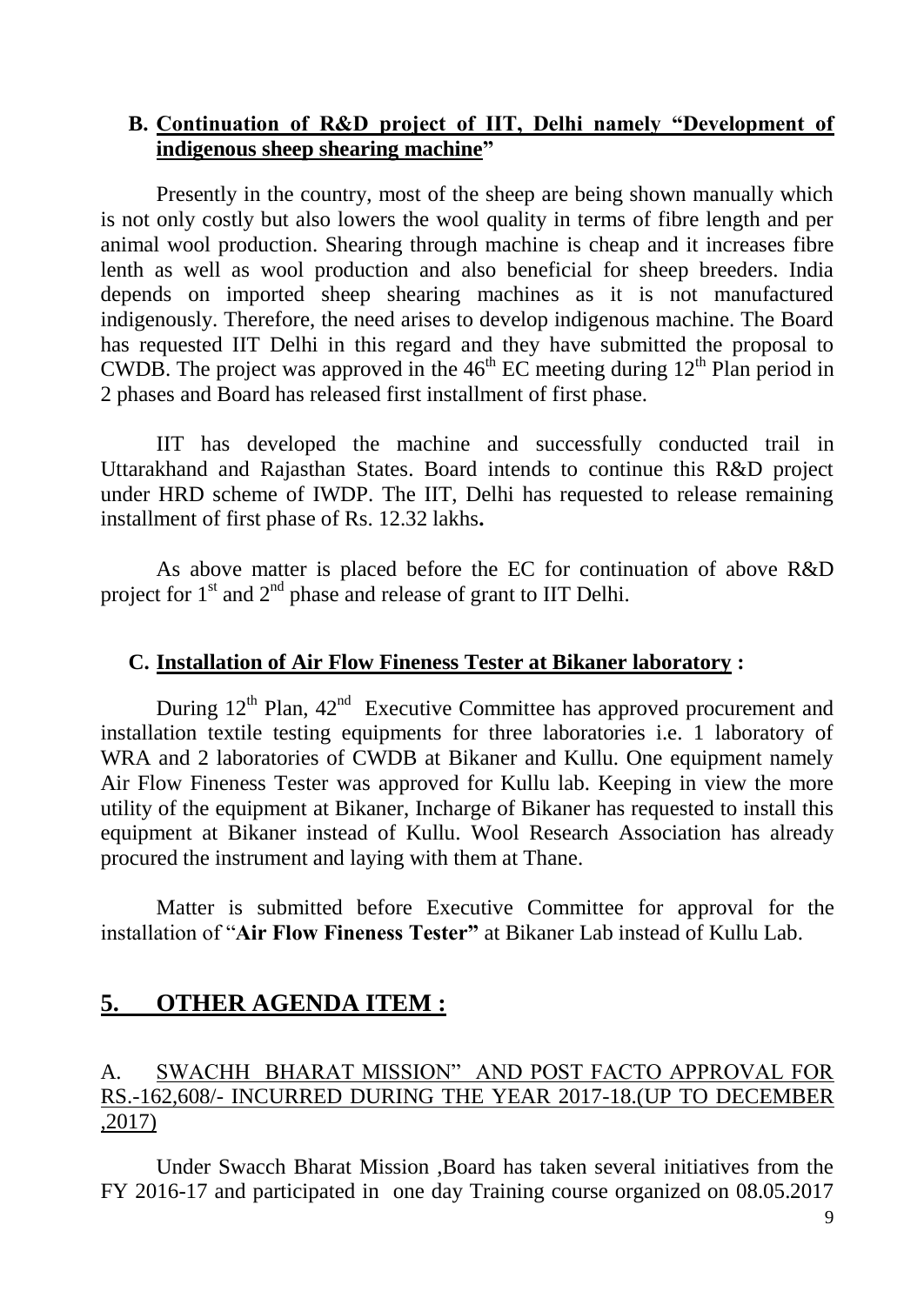### B. Continuation of R&D project of IIT, Delhi namely "Development of indigenous sheep shearing machine"

Presently in the country, most of the sheep are being shown manually which is not only costly but also lowers the wool quality in terms of fibre length and per animal wool production. Shearing through machine is cheap and it increases fibre lenth as well as wool production and also beneficial for sheep breeders. India depends on imported sheep shearing machines as it is not manufactured indigenously. Therefore, the need arises to develop indigenous machine. The Board has requested IIT Delhi in this regard and they have submitted the proposal to CWDB. The project was approved in the 46th EC meeting during 12th Plan period in 2 phases and Board has released first installment of first phase.

IIT has developed the machine and successfully conducted trail in Uttarakhand and Rajasthan States. Board intends to continue this R&D project under HRD scheme of IWDP. The IIT, Delhi has requested to release remaining installment of first phase of Rs. 12.32 lakhs**.**

As above matter is placed before the EC for continuation of above R&D project for 1st and 2nd phase and release of grant to IIT Delhi.

### C. Installation of Air Flow Fineness Tester at Bikaner laboratory :

During 12th Plan, 42nd Executive Committee has approved procurement and installation textile testing equipments for three laboratories i.e. 1 laboratory of WRA and 2 laboratories of CWDB at Bikaner and Kullu. One equipment namely Air Flow Fineness Tester was approved for Kullu lab. Keeping in view the more utility of the equipment at Bikaner, Incharge of Bikaner has requested to install this equipment at Bikaner instead of Kullu. Wool Research Association has already procured the instrument and laying with them at Thane.

Matter is submitted before Executive Committee for approval for the installation of "**Air Flow Fineness Tester"** at Bikaner Lab instead of Kullu Lab.

## 5. OTHER AGENDA ITEM :

### A. SWACHH BHARAT MISSION" AND POST FACTO APPROVAL FOR RS.-162,608/- INCURRED DURING THE YEAR 2017-18.(UP TO DECEMBER ,2017)

Under Swacch Bharat Mission ,Board has taken several initiatives from the FY 2016-17 and participated in one day Training course organized on 08.05.2017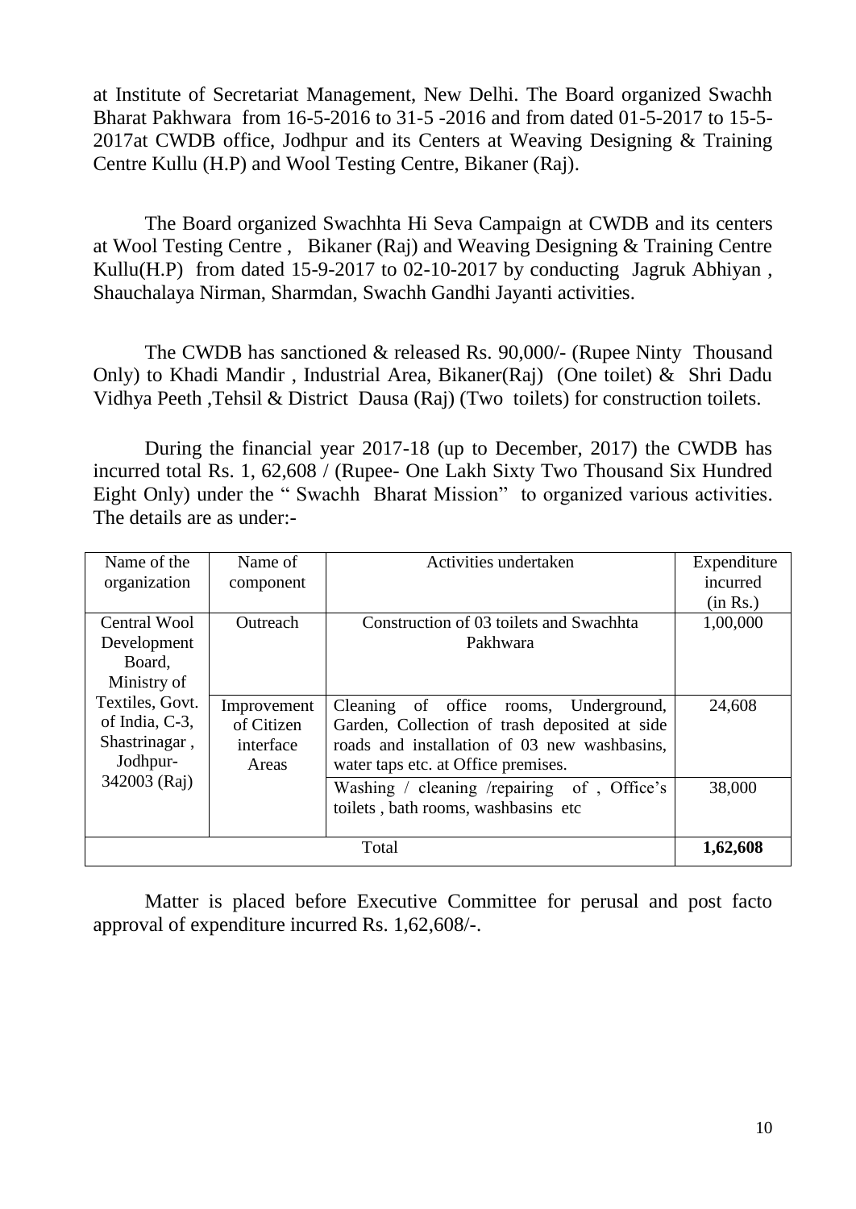at Institute of Secretariat Management, New Delhi. The Board organized Swachh Bharat Pakhwara from 16-5-2016 to 31-5 -2016 and from dated 01-5-2017 to 15-5-2017at CWDB office, Jodhpur and its Centers at Weaving Designing & Training Centre Kullu (H.P) and Wool Testing Centre, Bikaner (Raj).

The Board organized Swachhta Hi Seva Campaign at CWDB and its centers at Wool Testing Centre , Bikaner (Raj) and Weaving Designing & Training Centre Kullu(H.P) from dated 15-9-2017 to 02-10-2017 by conducting Jagruk Abhiyan , Shauchalaya Nirman, Sharmdan, Swachh Gandhi Jayanti activities.

The CWDB has sanctioned & released Rs. 90,000/- (Rupee Ninty Thousand Only) to Khadi Mandir , Industrial Area, Bikaner(Raj) (One toilet) & Shri Dadu Vidhya Peeth ,Tehsil & District Dausa (Raj) (Two toilets) for construction toilets.

During the financial year 2017-18 (up to December, 2017) the CWDB has incurred total Rs. 1, 62,608 / (Rupee- One Lakh Sixty Two Thousand Six Hundred Eight Only) under the " Swachh Bharat Mission" to organized various activities. The details are as under:-

| Name of the organization | Name of component | Activities undertaken | Expenditure incurred (in Rs.) |
|---|---|---|---|
| Central Wool Development Board, Ministry of Textiles, Govt. of India, C-3, Shastrinagar , Jodhpur-342003 (Raj) | Outreach | Construction of 03 toilets and Swachhta Pakhwara | 1,00,000 |
| | Improvement of Citizen interface Areas | Cleaning of office rooms, Underground, Garden, Collection of trash deposited at side roads and installation of 03 new washbasins, water taps etc. at Office premises. | 24,608 |
| | | Washing / cleaning /repairing of , Office's toilets , bath rooms, washbasins etc | 38,000 |
| Total | | | **1,62,608** |

Matter is placed before Executive Committee for perusal and post facto approval of expenditure incurred Rs. 1,62,608/-.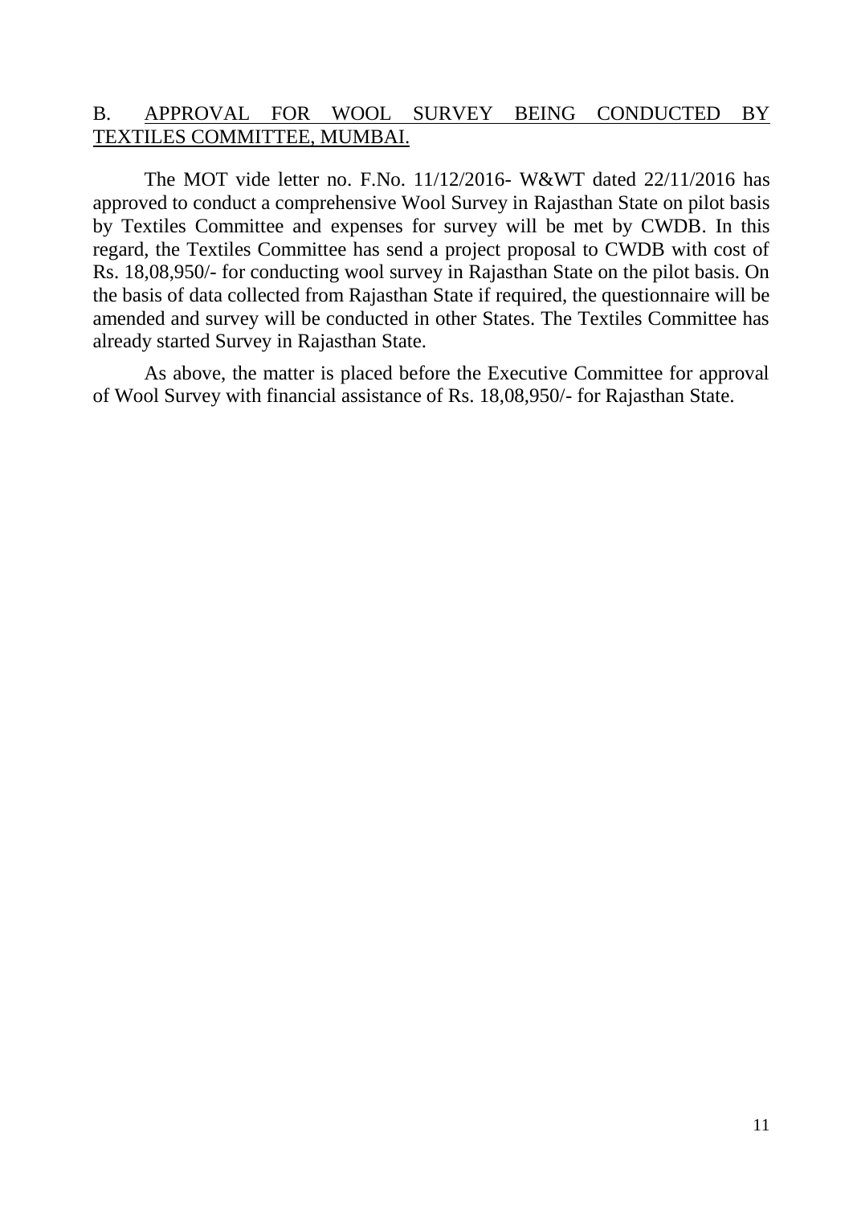## B. APPROVAL FOR WOOL SURVEY BEING CONDUCTED BY TEXTILES COMMITTEE, MUMBAI.

The MOT vide letter no. F.No. 11/12/2016- W&WT dated 22/11/2016 has approved to conduct a comprehensive Wool Survey in Rajasthan State on pilot basis by Textiles Committee and expenses for survey will be met by CWDB. In this regard, the Textiles Committee has send a project proposal to CWDB with cost of Rs. 18,08,950/- for conducting wool survey in Rajasthan State on the pilot basis. On the basis of data collected from Rajasthan State if required, the questionnaire will be amended and survey will be conducted in other States. The Textiles Committee has already started Survey in Rajasthan State.

As above, the matter is placed before the Executive Committee for approval of Wool Survey with financial assistance of Rs. 18,08,950/- for Rajasthan State.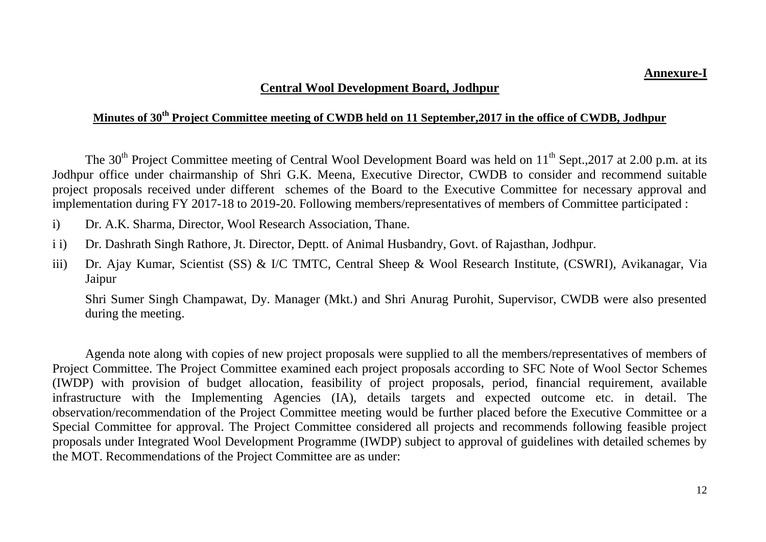**Annexure-I**

## Central Wool Development Board, Jodhpur

### Minutes of 30th Project Committee meeting of CWDB held on 11 September,2017 in the office of CWDB, Jodhpur

The 30th Project Committee meeting of Central Wool Development Board was held on 11th Sept.,2017 at 2.00 p.m. at its Jodhpur office under chairmanship of Shri G.K. Meena, Executive Director, CWDB to consider and recommend suitable project proposals received under different schemes of the Board to the Executive Committee for necessary approval and implementation during FY 2017-18 to 2019-20. Following members/representatives of members of Committee participated :

i) Dr. A.K. Sharma, Director, Wool Research Association, Thane.

i i) Dr. Dashrath Singh Rathore, Jt. Director, Deptt. of Animal Husbandry, Govt. of Rajasthan, Jodhpur.

iii) Dr. Ajay Kumar, Scientist (SS) & I/C TMTC, Central Sheep & Wool Research Institute, (CSWRI), Avikanagar, Via Jaipur

Shri Sumer Singh Champawat, Dy. Manager (Mkt.) and Shri Anurag Purohit, Supervisor, CWDB were also presented during the meeting.

Agenda note along with copies of new project proposals were supplied to all the members/representatives of members of Project Committee. The Project Committee examined each project proposals according to SFC Note of Wool Sector Schemes (IWDP) with provision of budget allocation, feasibility of project proposals, period, financial requirement, available infrastructure with the Implementing Agencies (IA), details targets and expected outcome etc. in detail. The observation/recommendation of the Project Committee meeting would be further placed before the Executive Committee or a Special Committee for approval. The Project Committee considered all projects and recommends following feasible project proposals under Integrated Wool Development Programme (IWDP) subject to approval of guidelines with detailed schemes by the MOT. Recommendations of the Project Committee are as under: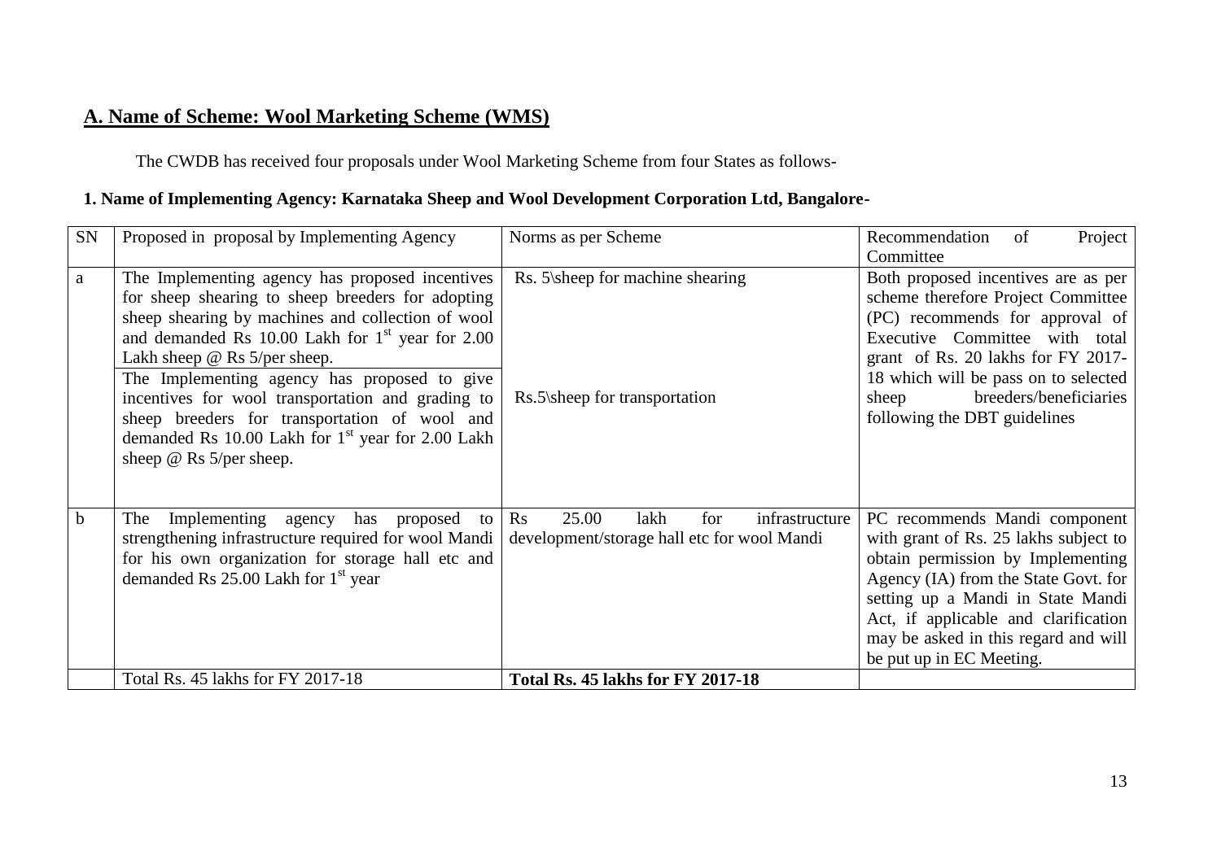## A. Name of Scheme: Wool Marketing Scheme (WMS)

The CWDB has received four proposals under Wool Marketing Scheme from four States as follows-

### 1. Name of Implementing Agency: Karnataka Sheep and Wool Development Corporation Ltd, Bangalore-

| SN | Proposed in proposal by Implementing Agency | Norms as per Scheme | Recommendation of Project Committee |
|---|---|---|---|
| a | The Implementing agency has proposed incentives for sheep shearing to sheep breeders for adopting sheep shearing by machines and collection of wool and demanded Rs 10.00 Lakh for 1st year for 2.00 Lakh sheep @ Rs 5/per sheep.<br>The Implementing agency has proposed to give incentives for wool transportation and grading to sheep breeders for transportation of wool and demanded Rs 10.00 Lakh for 1st year for 2.00 Lakh sheep @ Rs 5/per sheep. | Rs. 5\sheep for machine shearing<br><br>Rs.5\sheep for transportation | Both proposed incentives are as per scheme therefore Project Committee (PC) recommends for approval of Executive Committee with total grant of Rs. 20 lakhs for FY 2017-18 which will be pass on to selected sheep breeders/beneficiaries following the DBT guidelines |
| b | The Implementing agency has proposed to strengthening infrastructure required for wool Mandi for his own organization for storage hall etc and demanded Rs 25.00 Lakh for 1st year | Rs 25.00 lakh for infrastructure development/storage hall etc for wool Mandi | PC recommends Mandi component with grant of Rs. 25 lakhs subject to obtain permission by Implementing Agency (IA) from the State Govt. for setting up a Mandi in State Mandi Act, if applicable and clarification may be asked in this regard and will be put up in EC Meeting. |
| | Total Rs. 45 lakhs for FY 2017-18 | **Total Rs. 45 lakhs for FY 2017-18** | |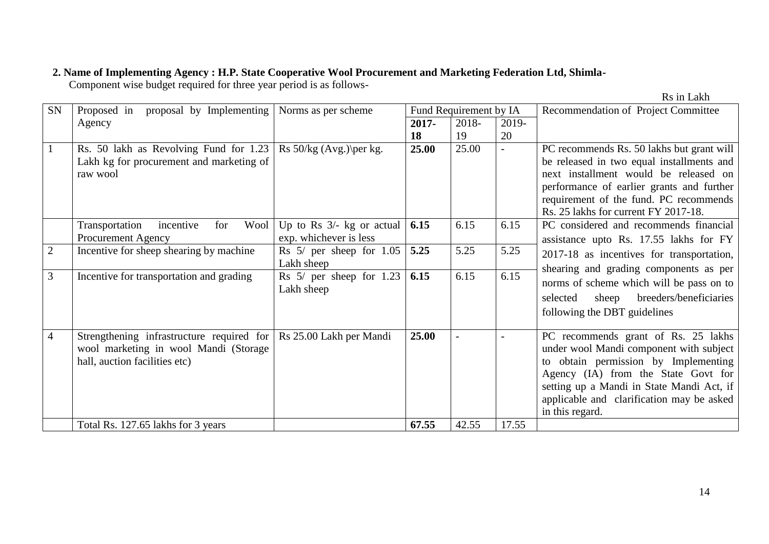**2. Name of Implementing Agency : H.P. State Cooperative Wool Procurement and Marketing Federation Ltd, Shimla-**

Component wise budget required for three year period is as follows-

Rs in Lakh

| SN | Proposed in proposal by Implementing Agency | Norms as per scheme | Fund Requirement by IA | | | Recommendation of Project Committee |
|---|---|---|---|---|---|---|
| | | | **2017-18** | 2018-19 | 2019-20 | |
| 1 | Rs. 50 lakh as Revolving Fund for 1.23 Lakh kg for procurement and marketing of raw wool | Rs 50/kg (Avg.)\per kg. | **25.00** | 25.00 | - | PC recommends Rs. 50 lakhs but grant will be released in two equal installments and next installment would be released on performance of earlier grants and further requirement of the fund. PC recommends Rs. 25 lakhs for current FY 2017-18. |
| | Transportation incentive for Wool Procurement Agency | Up to Rs 3/- kg or actual exp. whichever is less | **6.15** | 6.15 | 6.15 | PC considered and recommends financial assistance upto Rs. 17.55 lakhs for FY 2017-18 as incentives for transportation, shearing and grading components as per norms of scheme which will be pass on to selected sheep breeders/beneficiaries following the DBT guidelines |
| 2 | Incentive for sheep shearing by machine | Rs 5/ per sheep for 1.05 Lakh sheep | **5.25** | 5.25 | 5.25 | |
| 3 | Incentive for transportation and grading | Rs 5/ per sheep for 1.23 Lakh sheep | **6.15** | 6.15 | 6.15 | |
| 4 | Strengthening infrastructure required for wool marketing in wool Mandi (Storage hall, auction facilities etc) | Rs 25.00 Lakh per Mandi | **25.00** | - | - | PC recommends grant of Rs. 25 lakhs under wool Mandi component with subject to obtain permission by Implementing Agency (IA) from the State Govt for setting up a Mandi in State Mandi Act, if applicable and clarification may be asked in this regard. |
| | Total Rs. 127.65 lakhs for 3 years | | **67.55** | 42.55 | 17.55 | |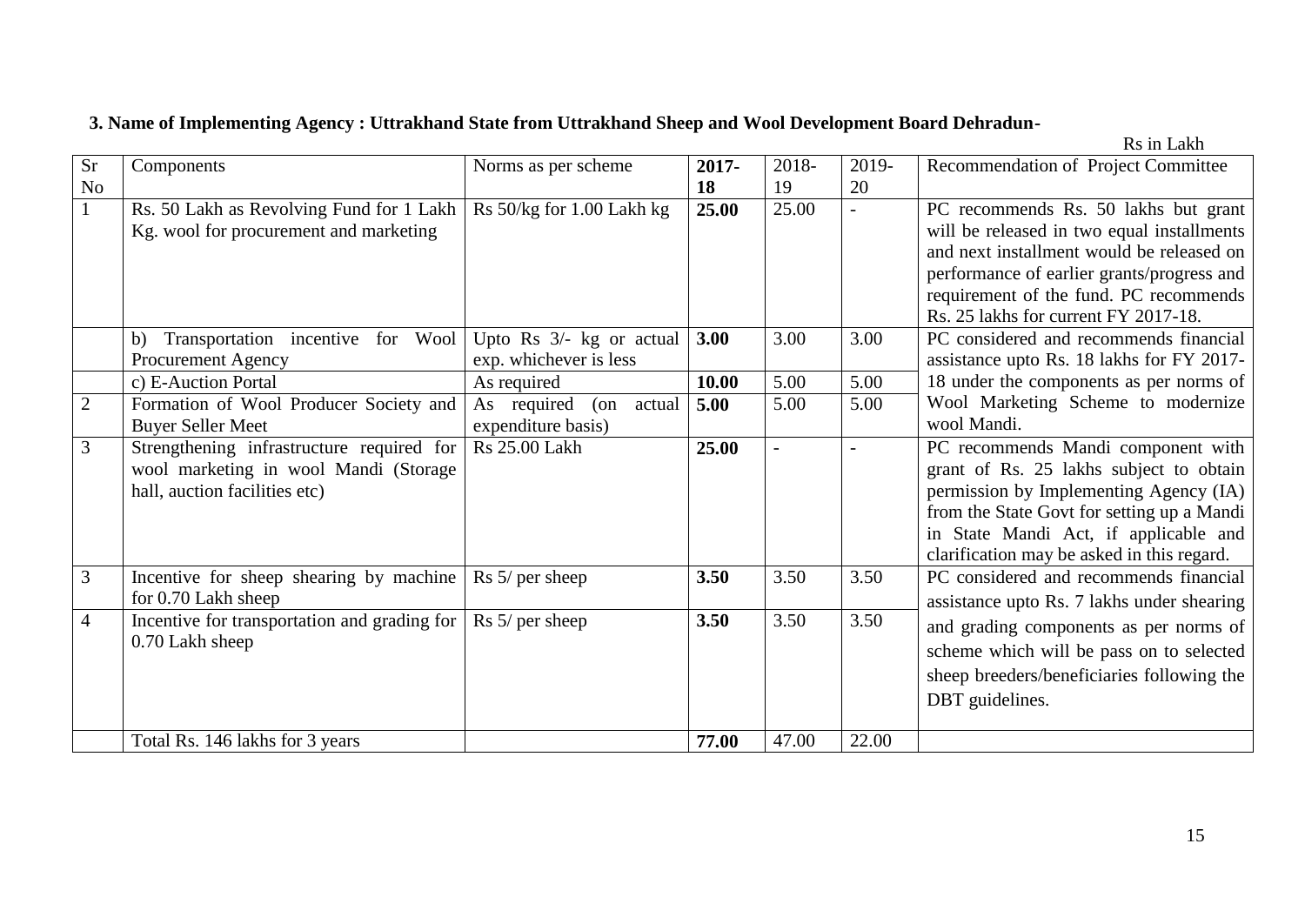**3. Name of Implementing Agency : Uttrakhand State from Uttrakhand Sheep and Wool Development Board Dehradun-**

Rs in Lakh

| Sr No | Components | Norms as per scheme | 2017-18 | 2018-19 | 2019-20 | Recommendation of Project Committee |
|---|---|---|---|---|---|---|
| 1 | Rs. 50 Lakh as Revolving Fund for 1 Lakh Kg. wool for procurement and marketing | Rs 50/kg for 1.00 Lakh kg | **25.00** | 25.00 | - | PC recommends Rs. 50 lakhs but grant will be released in two equal installments and next installment would be released on performance of earlier grants/progress and requirement of the fund. PC recommends Rs. 25 lakhs for current FY 2017-18. |
| | b) Transportation incentive for Wool Procurement Agency | Upto Rs 3/- kg or actual exp. whichever is less | **3.00** | 3.00 | 3.00 | PC considered and recommends financial assistance upto Rs. 18 lakhs for FY 2017-18 under the components as per norms of Wool Marketing Scheme to modernize wool Mandi. |
| | c) E-Auction Portal | As required | **10.00** | 5.00 | 5.00 | |
| 2 | Formation of Wool Producer Society and Buyer Seller Meet | As required (on actual expenditure basis) | **5.00** | 5.00 | 5.00 | |
| 3 | Strengthening infrastructure required for wool marketing in wool Mandi (Storage hall, auction facilities etc) | Rs 25.00 Lakh | **25.00** | - | - | PC recommends Mandi component with grant of Rs. 25 lakhs subject to obtain permission by Implementing Agency (IA) from the State Govt for setting up a Mandi in State Mandi Act, if applicable and clarification may be asked in this regard. |
| 3 | Incentive for sheep shearing by machine for 0.70 Lakh sheep | Rs 5/ per sheep | **3.50** | 3.50 | 3.50 | PC considered and recommends financial assistance upto Rs. 7 lakhs under shearing and grading components as per norms of scheme which will be pass on to selected sheep breeders/beneficiaries following the DBT guidelines. |
| 4 | Incentive for transportation and grading for 0.70 Lakh sheep | Rs 5/ per sheep | **3.50** | 3.50 | 3.50 | |
| | Total Rs. 146 lakhs for 3 years | | **77.00** | 47.00 | 22.00 | |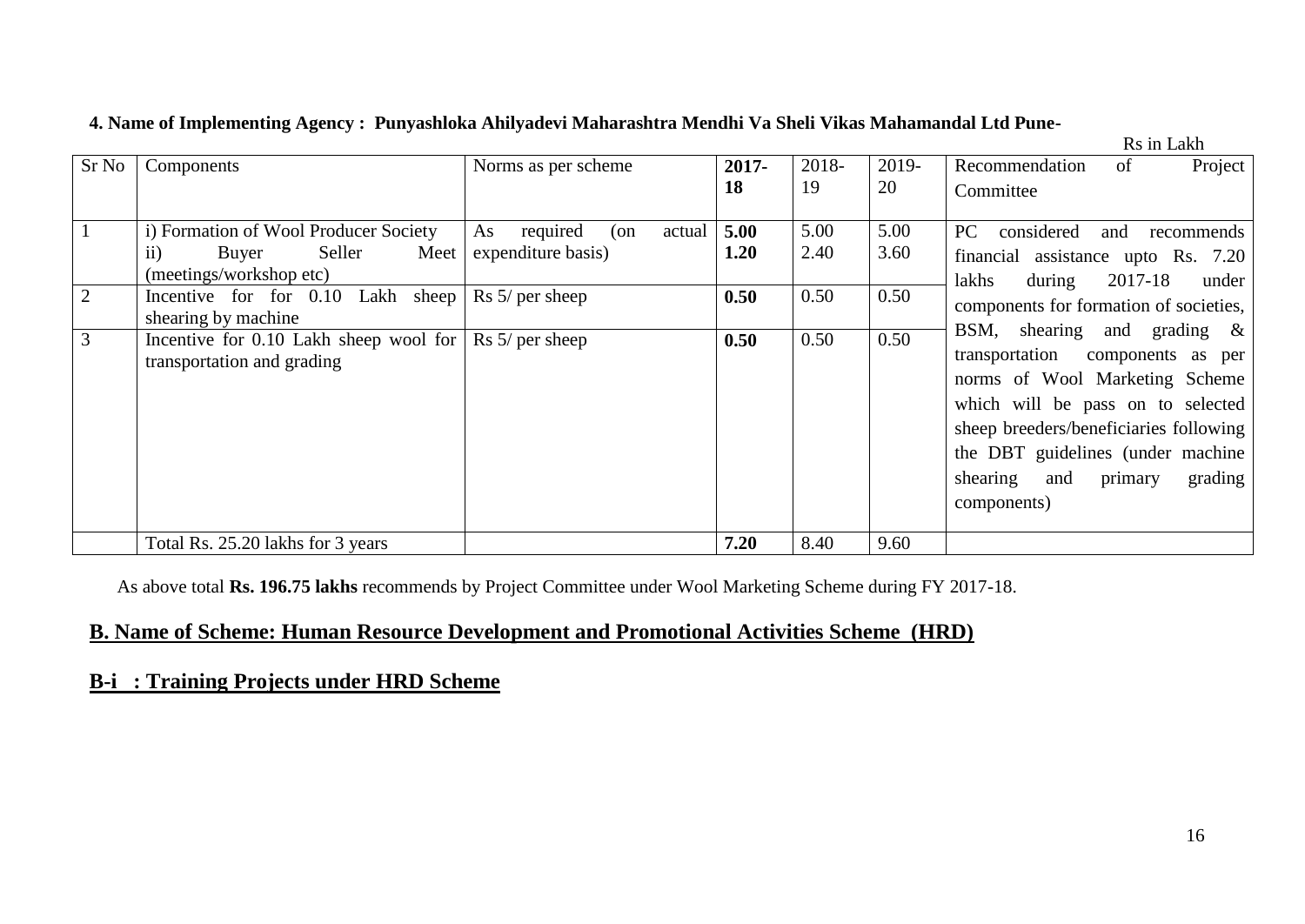**4. Name of Implementing Agency : Punyashloka Ahilyadevi Maharashtra Mendhi Va Sheli Vikas Mahamandal Ltd Pune-**

Rs in Lakh

| Sr No | Components | Norms as per scheme | **2017-18** | 2018-19 | 2019-20 | Recommendation of Project Committee |
|---|---|---|---|---|---|---|
| 1 | i) Formation of Wool Producer Society<br>ii) Buyer Seller Meet (meetings/workshop etc) | As required (on actual expenditure basis) | **5.00**<br>**1.20** | 5.00<br>2.40 | 5.00<br>3.60 | PC considered and recommends financial assistance upto Rs. 7.20 lakhs during 2017-18 under components for formation of societies, BSM, shearing and grading & transportation components as per norms of Wool Marketing Scheme which will be pass on to selected sheep breeders/beneficiaries following the DBT guidelines (under machine shearing and primary grading components) |
| 2 | Incentive for for 0.10 Lakh sheep shearing by machine | Rs 5/ per sheep | **0.50** | 0.50 | 0.50 | |
| 3 | Incentive for 0.10 Lakh sheep wool for transportation and grading | Rs 5/ per sheep | **0.50** | 0.50 | 0.50 | |
| | Total Rs. 25.20 lakhs for 3 years | | **7.20** | 8.40 | 9.60 | |

As above total **Rs. 196.75 lakhs** recommends by Project Committee under Wool Marketing Scheme during FY 2017-18.

## B. Name of Scheme: Human Resource Development and Promotional Activities Scheme (HRD)

## B-i : Training Projects under HRD Scheme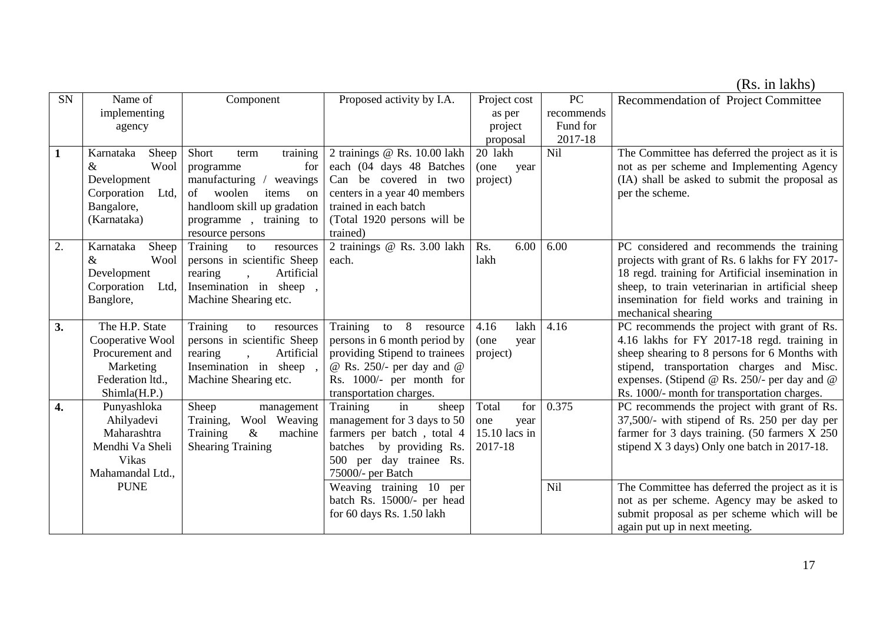(Rs. in lakhs)

| SN | Name of implementing agency | Component | Proposed activity by I.A. | Project cost as per project proposal | PC recommends Fund for 2017-18 | Recommendation of Project Committee |
|---|---|---|---|---|---|---|
| **1** | Karnataka Sheep & Wool Development Corporation Ltd, Bangalore, (Karnataka) | Short term training programme for manufacturing / weavings of woolen items on handloom skill up gradation programme , training to resource persons | 2 trainings @ Rs. 10.00 lakh each (04 days 48 Batches Can be covered in two centers in a year 40 members trained in each batch (Total 1920 persons will be trained) | 20 lakh (one year project) | Nil | The Committee has deferred the project as it is not as per scheme and Implementing Agency (IA) shall be asked to submit the proposal as per the scheme. |
| 2. | Karnataka Sheep & Wool Development Corporation Ltd, Banglore, | Training to resources persons in scientific Sheep rearing , Artificial Insemination in sheep , Machine Shearing etc. | 2 trainings @ Rs. 3.00 lakh each. | Rs. 6.00 lakh | 6.00 | PC considered and recommends the training projects with grant of Rs. 6 lakhs for FY 2017-18 regd. training for Artificial insemination in sheep, to train veterinarian in artificial sheep insemination for field works and training in mechanical shearing |
| **3.** | The H.P. State Cooperative Wool Procurement and Marketing Federation ltd., Shimla(H.P.) | Training to resources persons in scientific Sheep rearing , Artificial Insemination in sheep , Machine Shearing etc. | Training to 8 resource persons in 6 month period by providing Stipend to trainees @ Rs. 250/- per day and @ Rs. 1000/- per month for transportation charges. | 4.16 lakh (one year project) | 4.16 | PC recommends the project with grant of Rs. 4.16 lakhs for FY 2017-18 regd. training in sheep shearing to 8 persons for 6 Months with stipend, transportation charges and Misc. expenses. (Stipend @ Rs. 250/- per day and @ Rs. 1000/- month for transportation charges. |
| **4.** | Punyashloka Ahilyadevi Maharashtra Mendhi Va Sheli Vikas Mahamandal Ltd., PUNE | Sheep management Training, Wool Weaving Training & machine Shearing Training | Training in sheep management for 3 days to 50 farmers per batch , total 4 batches by providing Rs. 500 per day trainee Rs. 75000/- per Batch | Total for one year 15.10 lacs in 2017-18 | 0.375 | PC recommends the project with grant of Rs. 37,500/- with stipend of Rs. 250 per day per farmer for 3 days training. (50 farmers X 250 stipend X 3 days) Only one batch in 2017-18. |
| | | | Weaving training 10 per batch Rs. 15000/- per head for 60 days Rs. 1.50 lakh | | Nil | The Committee has deferred the project as it is not as per scheme. Agency may be asked to submit proposal as per scheme which will be again put up in next meeting. |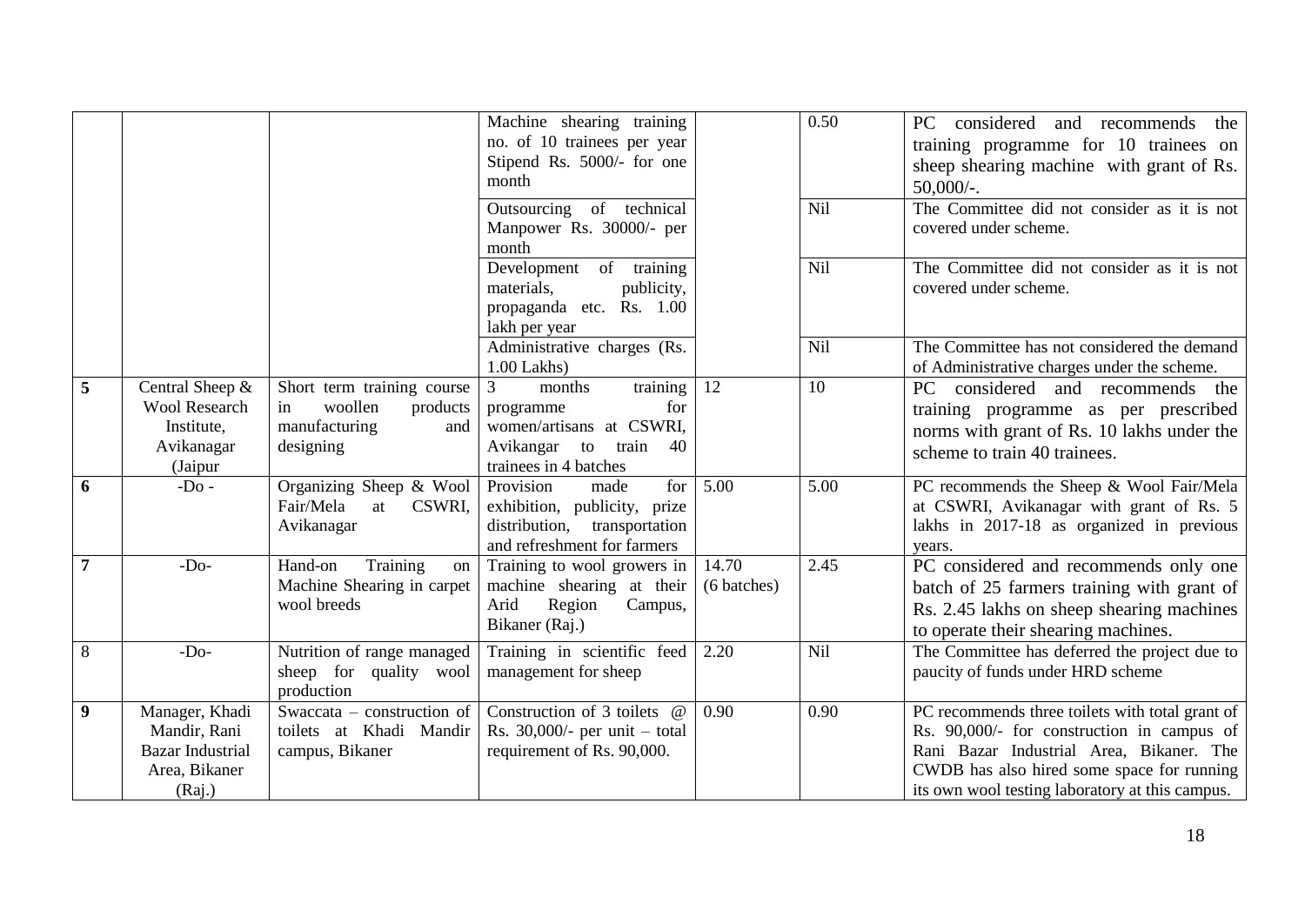| | | | Machine shearing training no. of 10 trainees per year Stipend Rs. 5000/- for one month | | 0.50 | PC considered and recommends the training programme for 10 trainees on sheep shearing machine with grant of Rs. 50,000/-. |
|---|---|---|---|---|---|---|
| | | | Outsourcing of technical Manpower Rs. 30000/- per month | | Nil | The Committee did not consider as it is not covered under scheme. |
| | | | Development of training materials, publicity, propaganda etc. Rs. 1.00 lakh per year | | Nil | The Committee did not consider as it is not covered under scheme. |
| | | | Administrative charges (Rs. 1.00 Lakhs) | | Nil | The Committee has not considered the demand of Administrative charges under the scheme. |
| **5** | Central Sheep & Wool Research Institute, Avikanagar (Jaipur | Short term training course in woollen products manufacturing and designing | 3 months training programme for women/artisans at CSWRI, Avikangar to train 40 trainees in 4 batches | 12 | 10 | PC considered and recommends the training programme as per prescribed norms with grant of Rs. 10 lakhs under the scheme to train 40 trainees. |
| **6** | -Do - | Organizing Sheep & Wool Fair/Mela at CSWRI, Avikanagar | Provision made for exhibition, publicity, prize distribution, transportation and refreshment for farmers | 5.00 | 5.00 | PC recommends the Sheep & Wool Fair/Mela at CSWRI, Avikanagar with grant of Rs. 5 lakhs in 2017-18 as organized in previous years. |
| **7** | -Do- | Hand-on Training on Machine Shearing in carpet wool breeds | Training to wool growers in machine shearing at their Arid Region Campus, Bikaner (Raj.) | 14.70 (6 batches) | 2.45 | PC considered and recommends only one batch of 25 farmers training with grant of Rs. 2.45 lakhs on sheep shearing machines to operate their shearing machines. |
| 8 | -Do- | Nutrition of range managed sheep for quality wool production | Training in scientific feed management for sheep | 2.20 | Nil | The Committee has deferred the project due to paucity of funds under HRD scheme |
| **9** | Manager, Khadi Mandir, Rani Bazar Industrial Area, Bikaner (Raj.) | Swaccata – construction of toilets at Khadi Mandir campus, Bikaner | Construction of 3 toilets @ Rs. 30,000/- per unit – total requirement of Rs. 90,000. | 0.90 | 0.90 | PC recommends three toilets with total grant of Rs. 90,000/- for construction in campus of Rani Bazar Industrial Area, Bikaner. The CWDB has also hired some space for running its own wool testing laboratory at this campus. |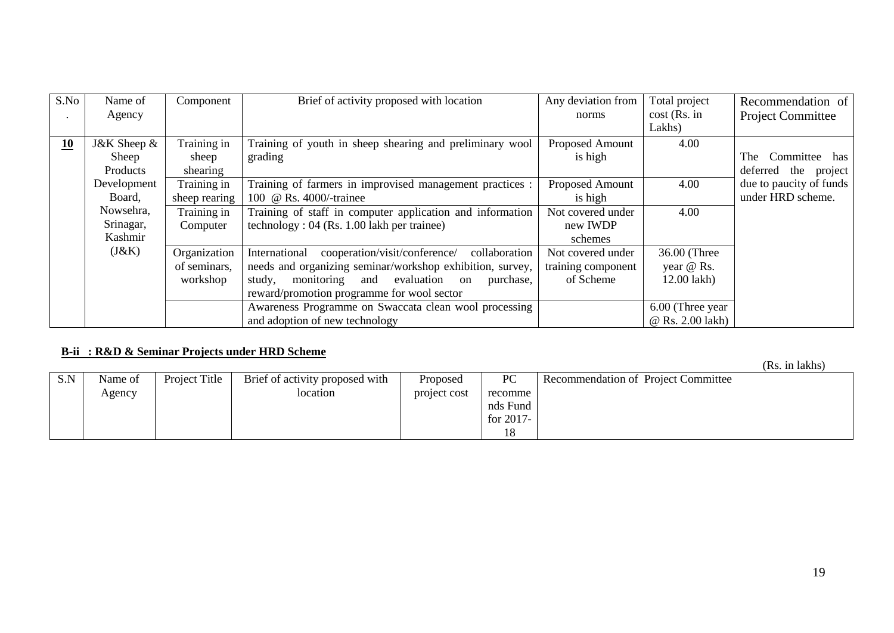| S.No. | Name of Agency | Component | Brief of activity proposed with location | Any deviation from norms | Total project cost (Rs. in Lakhs) | Recommendation of Project Committee |
|---|---|---|---|---|---|---|
| **10** | J&K Sheep & Sheep Products Development Board, Nowsehra, Srinagar, Kashmir (J&K) | Training in sheep shearing | Training of youth in sheep shearing and preliminary wool grading | Proposed Amount is high | 4.00 | The Committee has deferred the project due to paucity of funds under HRD scheme. |
| | | Training in sheep rearing | Training of farmers in improvised management practices : 100 @ Rs. 4000/-trainee | Proposed Amount is high | 4.00 | |
| | | Training in Computer | Training of staff in computer application and information technology : 04 (Rs. 1.00 lakh per trainee) | Not covered under new IWDP schemes | 4.00 | |
| | | Organization of seminars, workshop | International cooperation/visit/conference/ collaboration needs and organizing seminar/workshop exhibition, survey, study, monitoring and evaluation on purchase, reward/promotion programme for wool sector | Not covered under training component of Scheme | 36.00 (Three year @ Rs. 12.00 lakh) | |
| | | | Awareness Programme on Swaccata clean wool processing and adoption of new technology | | 6.00 (Three year @ Rs. 2.00 lakh) | |

**B-ii : R&D & Seminar Projects under HRD Scheme**

(Rs. in lakhs)

| S.N | Name of Agency | Project Title | Brief of activity proposed with location | Proposed project cost | PC recommends Fund for 2017-18 | Recommendation of Project Committee |
|---|---|---|---|---|---|---|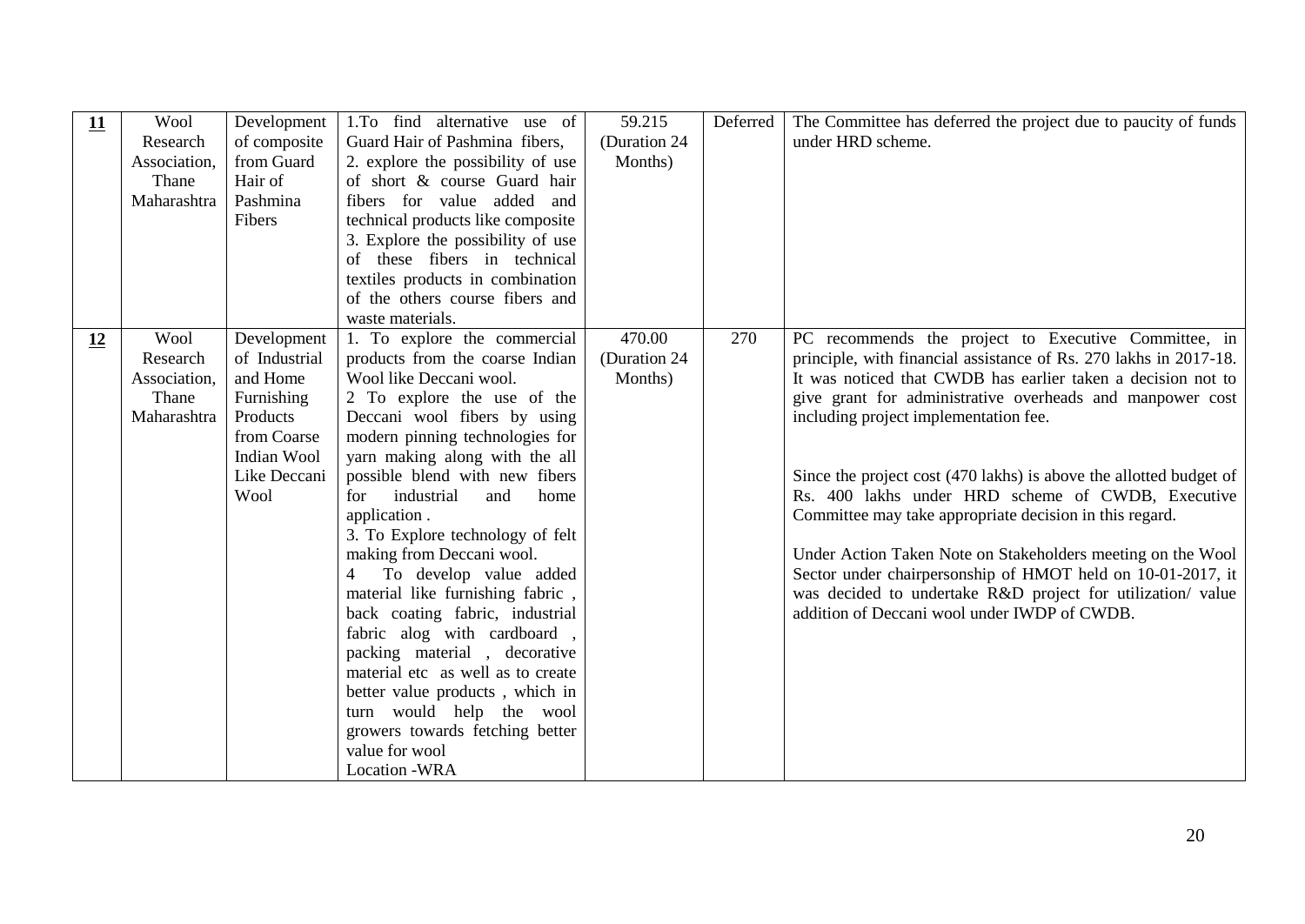| **11** | Wool Research Association, Thane Maharashtra | Development of composite from Guard Hair of Pashmina Fibers | 1.To find alternative use of Guard Hair of Pashmina fibers, 2. explore the possibility of use of short & course Guard hair fibers for value added and technical products like composite 3. Explore the possibility of use of these fibers in technical textiles products in combination of the others course fibers and waste materials. | 59.215 (Duration 24 Months) | Deferred | The Committee has deferred the project due to paucity of funds under HRD scheme. |
|---|---|---|---|---|---|---|
| **12** | Wool Research Association, Thane Maharashtra | Development of Industrial and Home Furnishing Products from Coarse Indian Wool Like Deccani Wool | 1. To explore the commercial products from the coarse Indian Wool like Deccani wool. 2 To explore the use of the Deccani wool fibers by using modern pinning technologies for yarn making along with the all possible blend with new fibers for industrial and home application . 3. To Explore technology of felt making from Deccani wool. 4 To develop value added material like furnishing fabric , back coating fabric, industrial fabric alog with cardboard , packing material , decorative material etc as well as to create better value products , which in turn would help the wool growers towards fetching better value for wool Location -WRA | 470.00 (Duration 24 Months) | 270 | PC recommends the project to Executive Committee, in principle, with financial assistance of Rs. 270 lakhs in 2017-18. It was noticed that CWDB has earlier taken a decision not to give grant for administrative overheads and manpower cost including project implementation fee.<br><br>Since the project cost (470 lakhs) is above the allotted budget of Rs. 400 lakhs under HRD scheme of CWDB, Executive Committee may take appropriate decision in this regard.<br><br>Under Action Taken Note on Stakeholders meeting on the Wool Sector under chairpersonship of HMOT held on 10-01-2017, it was decided to undertake R&D project for utilization/ value addition of Deccani wool under IWDP of CWDB. |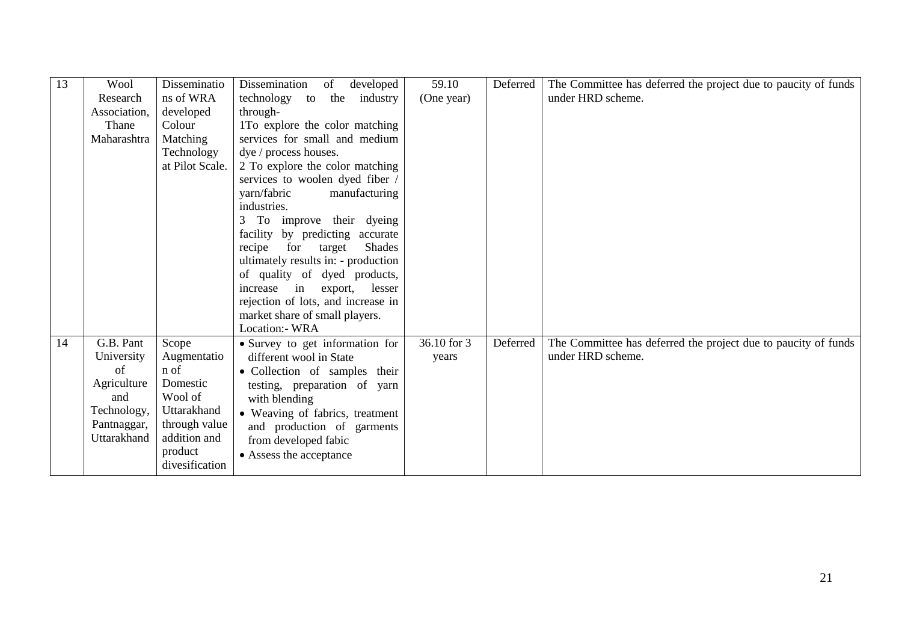| 13 | Wool Research Association, Thane Maharashtra | Disseminations of WRA developed Colour Matching Technology at Pilot Scale. | Dissemination of developed technology to the industry through-<br>1To explore the color matching services for small and medium dye / process houses.<br>2 To explore the color matching services to woolen dyed fiber / yarn/fabric manufacturing industries.<br>3 To improve their dyeing facility by predicting accurate recipe for target Shades ultimately results in: - production of quality of dyed products, increase in export, lesser rejection of lots, and increase in market share of small players.<br>Location:- WRA | 59.10 (One year) | Deferred | The Committee has deferred the project due to paucity of funds under HRD scheme. |
|---|---|---|---|---|---|---|
| 14 | G.B. Pant University of Agriculture and Technology, Pantnaggar, Uttarakhand | Scope Augmentation of Domestic Wool of Uttarakhand through value addition and product divesification | • Survey to get information for different wool in State<br>• Collection of samples their testing, preparation of yarn with blending<br>• Weaving of fabrics, treatment and production of garments from developed fabic<br>• Assess the acceptance | 36.10 for 3 years | Deferred | The Committee has deferred the project due to paucity of funds under HRD scheme. |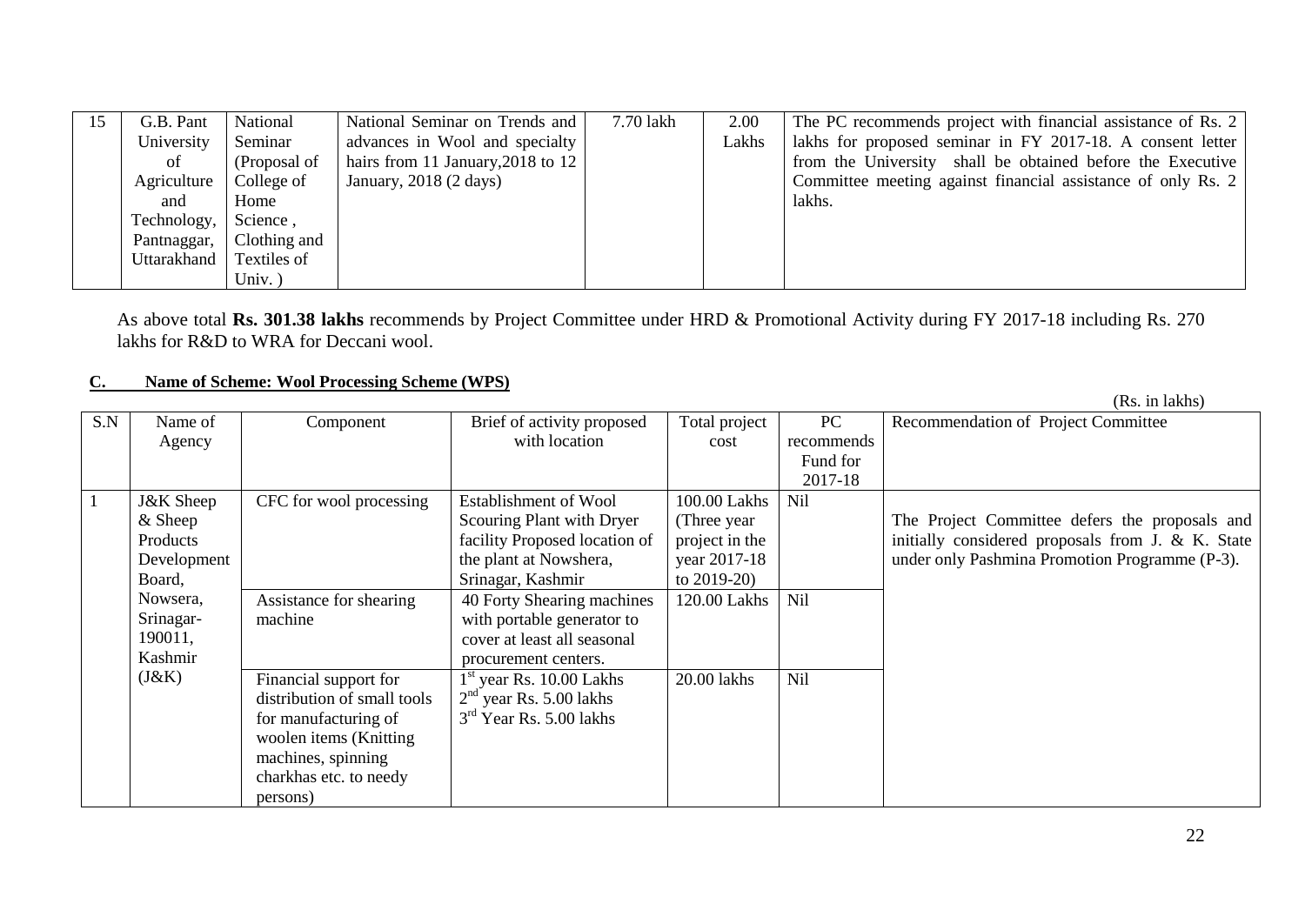| 15 | G.B. Pant University of Agriculture and Technology, Pantnaggar, Uttarakhand | National Seminar (Proposal of College of Home Science , Clothing and Textiles of Univ. ) | National Seminar on Trends and advances in Wool and specialty hairs from 11 January,2018 to 12 January, 2018 (2 days) | 7.70 lakh | 2.00 Lakhs | The PC recommends project with financial assistance of Rs. 2 lakhs for proposed seminar in FY 2017-18. A consent letter from the University shall be obtained before the Executive Committee meeting against financial assistance of only Rs. 2 lakhs. |
|---|---|---|---|---|---|---|

As above total **Rs. 301.38 lakhs** recommends by Project Committee under HRD & Promotional Activity during FY 2017-18 including Rs. 270 lakhs for R&D to WRA for Deccani wool.

## C. Name of Scheme: Wool Processing Scheme (WPS)

(Rs. in lakhs)

| S.N | Name of Agency | Component | Brief of activity proposed with location | Total project cost | PC recommends Fund for 2017-18 | Recommendation of Project Committee |
|---|---|---|---|---|---|---|
| 1 | J&K Sheep & Sheep Products Development Board, Nowsera, Srinagar-190011, Kashmir (J&K) | CFC for wool processing | Establishment of Wool Scouring Plant with Dryer facility Proposed location of the plant at Nowshera, Srinagar, Kashmir | 100.00 Lakhs (Three year project in the year 2017-18 to 2019-20) | Nil | The Project Committee defers the proposals and initially considered proposals from J. & K. State under only Pashmina Promotion Programme (P-3). |
| | | Assistance for shearing machine | 40 Forty Shearing machines with portable generator to cover at least all seasonal procurement centers. | 120.00 Lakhs | Nil | |
| | | Financial support for distribution of small tools for manufacturing of woolen items (Knitting machines, spinning charkhas etc. to needy persons) | 1st year Rs. 10.00 Lakhs<br>2nd year Rs. 5.00 lakhs<br>3rd Year Rs. 5.00 lakhs | 20.00 lakhs | Nil | |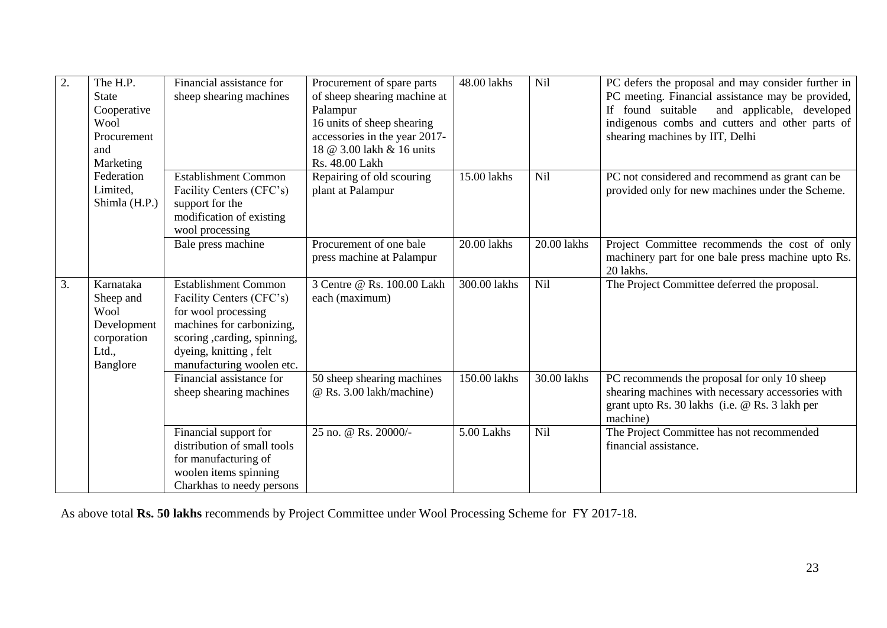| 2. | The H.P. State Cooperative Wool Procurement and Marketing Federation Limited, Shimla (H.P.) | Financial assistance for sheep shearing machines | Procurement of spare parts of sheep shearing machine at Palampur<br>16 units of sheep shearing accessories in the year 2017-18 @ 3.00 lakh & 16 units Rs. 48.00 Lakh | 48.00 lakhs | Nil | PC defers the proposal and may consider further in PC meeting. Financial assistance may be provided, If found suitable and applicable, developed indigenous combs and cutters and other parts of shearing machines by IIT, Delhi |
|---|---|---|---|---|---|---|
| | | Establishment Common Facility Centers (CFC's) support for the modification of existing wool processing | Repairing of old scouring plant at Palampur | 15.00 lakhs | Nil | PC not considered and recommend as grant can be provided only for new machines under the Scheme. |
| | | Bale press machine | Procurement of one bale press machine at Palampur | 20.00 lakhs | 20.00 lakhs | Project Committee recommends the cost of only machinery part for one bale press machine upto Rs. 20 lakhs. |
| 3. | Karnataka Sheep and Wool Development corporation Ltd., Banglore | Establishment Common Facility Centers (CFC's) for wool processing machines for carbonizing, scoring ,carding, spinning, dyeing, knitting , felt manufacturing woolen etc. | 3 Centre @ Rs. 100.00 Lakh each (maximum) | 300.00 lakhs | Nil | The Project Committee deferred the proposal. |
| | | Financial assistance for sheep shearing machines | 50 sheep shearing machines @ Rs. 3.00 lakh/machine) | 150.00 lakhs | 30.00 lakhs | PC recommends the proposal for only 10 sheep shearing machines with necessary accessories with grant upto Rs. 30 lakhs (i.e. @ Rs. 3 lakh per machine) |
| | | Financial support for distribution of small tools for manufacturing of woolen items spinning Charkhas to needy persons | 25 no. @ Rs. 20000/- | 5.00 Lakhs | Nil | The Project Committee has not recommended financial assistance. |

As above total **Rs. 50 lakhs** recommends by Project Committee under Wool Processing Scheme for FY 2017-18.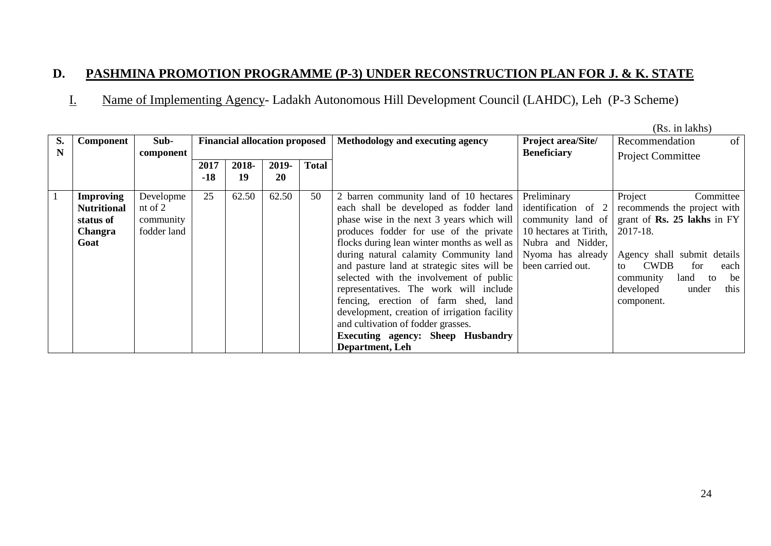## D. PASHMINA PROMOTION PROGRAMME (P-3) UNDER RECONSTRUCTION PLAN FOR J. & K. STATE

### I. Name of Implementing Agency- Ladakh Autonomous Hill Development Council (LAHDC), Leh (P-3 Scheme)

(Rs. in lakhs)

| S. N | Component | Sub-component | Financial allocation proposed | | | | Methodology and executing agency | Project area/Site/ Beneficiary | Recommendation of Project Committee |
|---|---|---|---|---|---|---|---|---|---|
| | | | 2017-18 | 2018-19 | 2019-20 | Total | | | |
| 1 | **Improving Nutritional status of Changra Goat** | Development of 2 community fodder land | 25 | 62.50 | 62.50 | 50 | 2 barren community land of 10 hectares each shall be developed as fodder land phase wise in the next 3 years which will produces fodder for use of the private flocks during lean winter months as well as during natural calamity Community land and pasture land at strategic sites will be selected with the involvement of public representatives. The work will include fencing, erection of farm shed, land development, creation of irrigation facility and cultivation of fodder grasses. **Executing agency: Sheep Husbandry Department, Leh** | Preliminary identification of 2 community land of 10 hectares at Tirith, Nubra and Nidder, Nyoma has already been carried out. | Project Committee recommends the project with grant of **Rs. 25 lakhs** in FY 2017-18. Agency shall submit details to CWDB for each community land to be developed under this component. |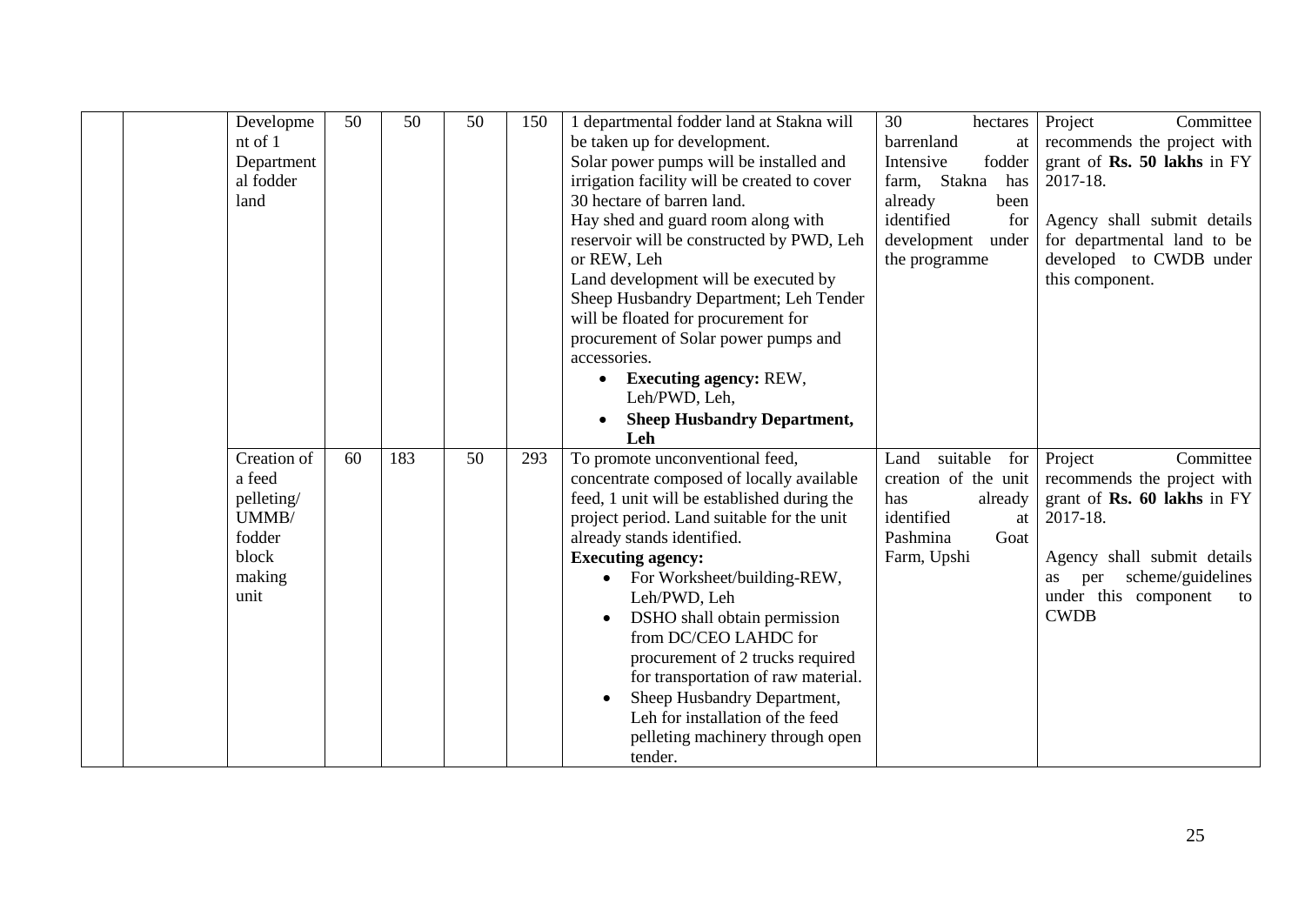|  |  | Development of 1 Departmental fodder land | 50 | 50 | 50 | 150 | 1 departmental fodder land at Stakna will be taken up for development.<br>Solar power pumps will be installed and irrigation facility will be created to cover 30 hectare of barren land.<br>Hay shed and guard room along with reservoir will be constructed by PWD, Leh or REW, Leh<br>Land development will be executed by Sheep Husbandry Department; Leh Tender will be floated for procurement for procurement of Solar power pumps and accessories.<br>• **Executing agency:** REW, Leh/PWD, Leh,<br>• **Sheep Husbandry Department, Leh** | 30 hectares barrenland at Intensive fodder farm, Stakna has already been identified for development under the programme | Project Committee recommends the project with grant of **Rs. 50 lakhs** in FY 2017-18.<br><br>Agency shall submit details for departmental land to be developed to CWDB under this component. |
|---|---|---|---|---|---|---|---|---|---|
|  |  | Creation of a feed pelleting/ UMMB/ fodder block making unit | 60 | 183 | 50 | 293 | To promote unconventional feed, concentrate composed of locally available feed, 1 unit will be established during the project period. Land suitable for the unit already stands identified.<br>**Executing agency:**<br>• For Worksheet/building-REW, Leh/PWD, Leh<br>• DSHO shall obtain permission from DC/CEO LAHDC for procurement of 2 trucks required for transportation of raw material.<br>• Sheep Husbandry Department, Leh for installation of the feed pelleting machinery through open tender. | Land suitable for creation of the unit has already identified at Pashmina Goat Farm, Upshi | Project Committee recommends the project with grant of **Rs. 60 lakhs** in FY 2017-18.<br><br>Agency shall submit details as per scheme/guidelines under this component to **CWDB** |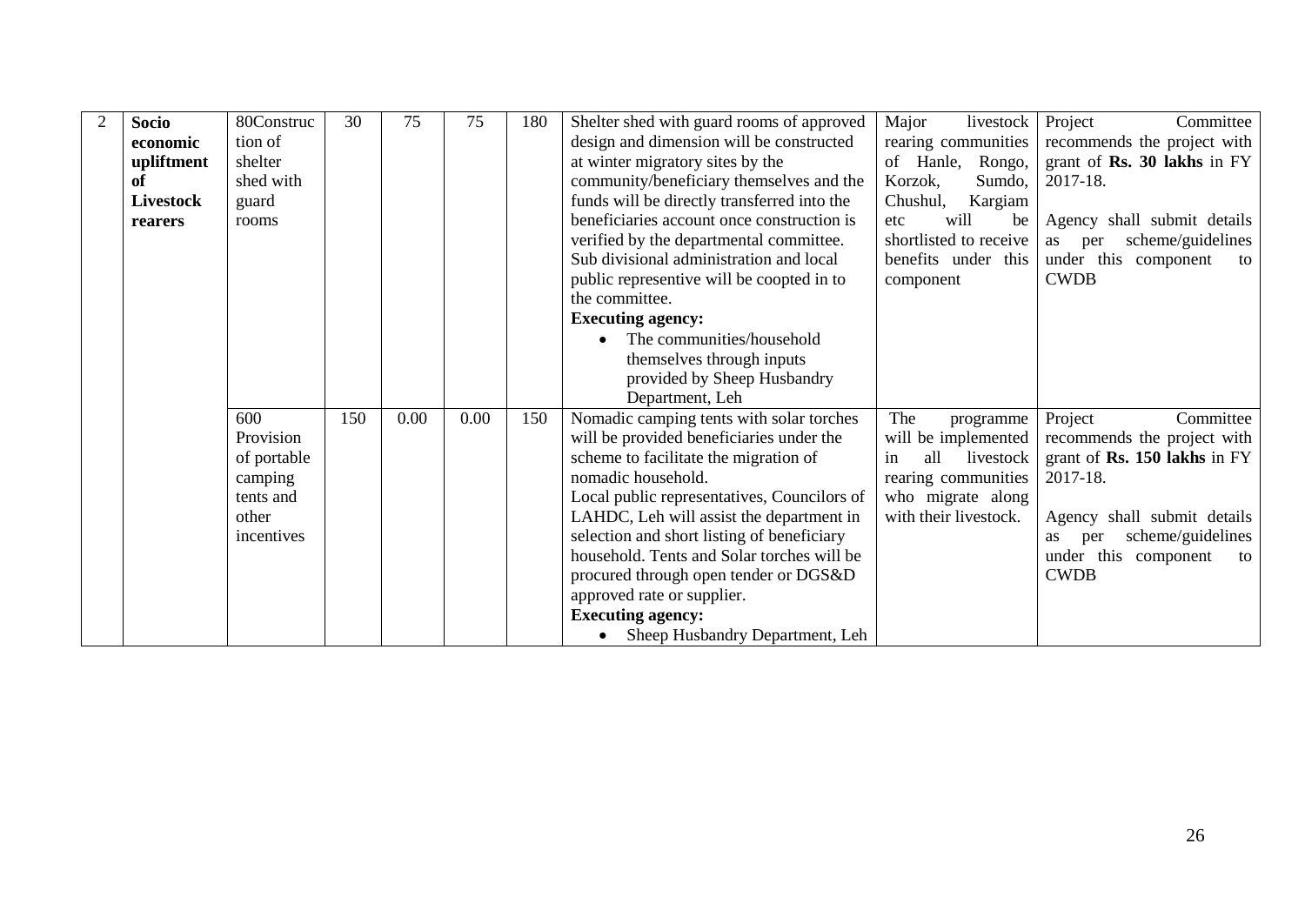| 2 | **Socio economic upliftment of Livestock rearers** | 80Construction of shelter shed with guard rooms | 30 | 75 | 75 | 180 | Shelter shed with guard rooms of approved design and dimension will be constructed at winter migratory sites by the community/beneficiary themselves and the funds will be directly transferred into the beneficiaries account once construction is verified by the departmental committee. Sub divisional administration and local public representive will be coopted in to the committee.<br>**Executing agency:**<br>• The communities/household themselves through inputs provided by Sheep Husbandry Department, Leh | Major livestock rearing communities of Hanle, Rongo, Korzok, Sumdo, Chushul, Kargiam etc will be shortlisted to receive benefits under this component | Project Committee recommends the project with grant of **Rs. 30 lakhs** in FY 2017-18.<br><br>Agency shall submit details as per scheme/guidelines under this component to CWDB |
|---|---|---|---|---|---|---|---|---|---|
| | | 600 Provision of portable camping tents and other incentives | 150 | 0.00 | 0.00 | 150 | Nomadic camping tents with solar torches will be provided beneficiaries under the scheme to facilitate the migration of nomadic household.<br>Local public representatives, Councilors of LAHDC, Leh will assist the department in selection and short listing of beneficiary household. Tents and Solar torches will be procured through open tender or DGS&D approved rate or supplier.<br>**Executing agency:**<br>• Sheep Husbandry Department, Leh | The programme will be implemented in all livestock rearing communities who migrate along with their livestock. | Project Committee recommends the project with grant of **Rs. 150 lakhs** in FY 2017-18.<br><br>Agency shall submit details as per scheme/guidelines under this component to CWDB |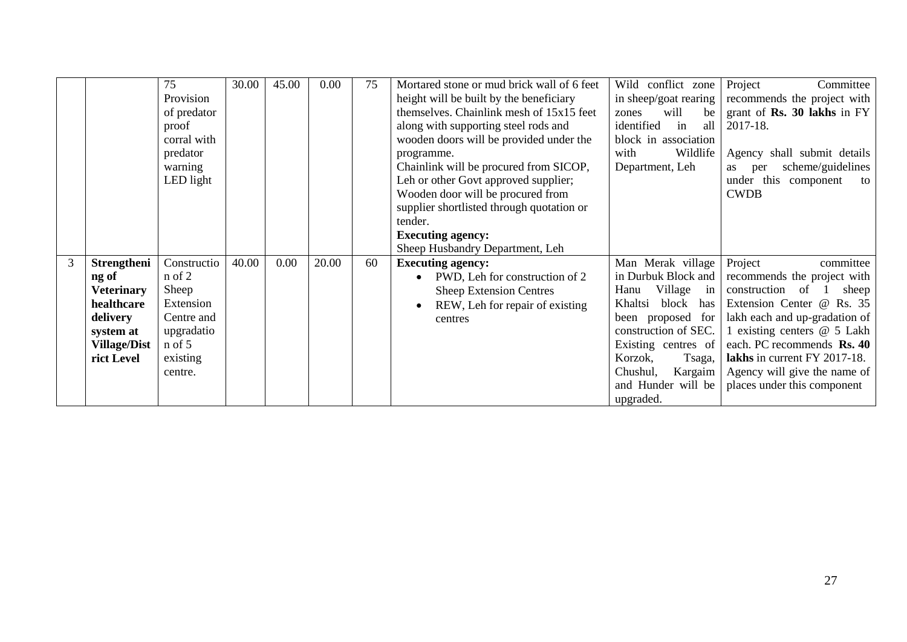| | | | | | | | | | |
|---|---|---|---|---|---|---|---|---|---|
| | | 75 Provision of predator proof corral with predator warning LED light | 30.00 | 45.00 | 0.00 | 75 | Mortared stone or mud brick wall of 6 feet height will be built by the beneficiary themselves. Chainlink mesh of 15x15 feet along with supporting steel rods and wooden doors will be provided under the programme.<br>Chainlink will be procured from SICOP, Leh or other Govt approved supplier;<br>Wooden door will be procured from supplier shortlisted through quotation or tender.<br>**Executing agency:**<br>Sheep Husbandry Department, Leh | Wild conflict zone in sheep/goat rearing zones will be identified in all block in association with Wildlife Department, Leh | Project Committee recommends the project with grant of **Rs. 30 lakhs** in FY 2017-18.<br><br>Agency shall submit details as per scheme/guidelines under this component to CWDB |
| 3 | **Strengthening of Veterinary healthcare delivery system at Village/District Level** | Construction of 2 Sheep Extension Centre and upgradation of 5 existing centre. | 40.00 | 0.00 | 20.00 | 60 | **Executing agency:**<br>• PWD, Leh for construction of 2 Sheep Extension Centres<br>• REW, Leh for repair of existing centres | Man Merak village in Durbuk Block and Hanu Village in Khaltsi block has been proposed for construction of SEC. Existing centres of Korzok, Tsaga, Chushul, Kargaim and Hunder will be upgraded. | Project committee recommends the project with construction of 1 sheep Extension Center @ Rs. 35 lakh each and up-gradation of 1 existing centers @ 5 Lakh each. PC recommends **Rs. 40 lakhs** in current FY 2017-18. Agency will give the name of places under this component |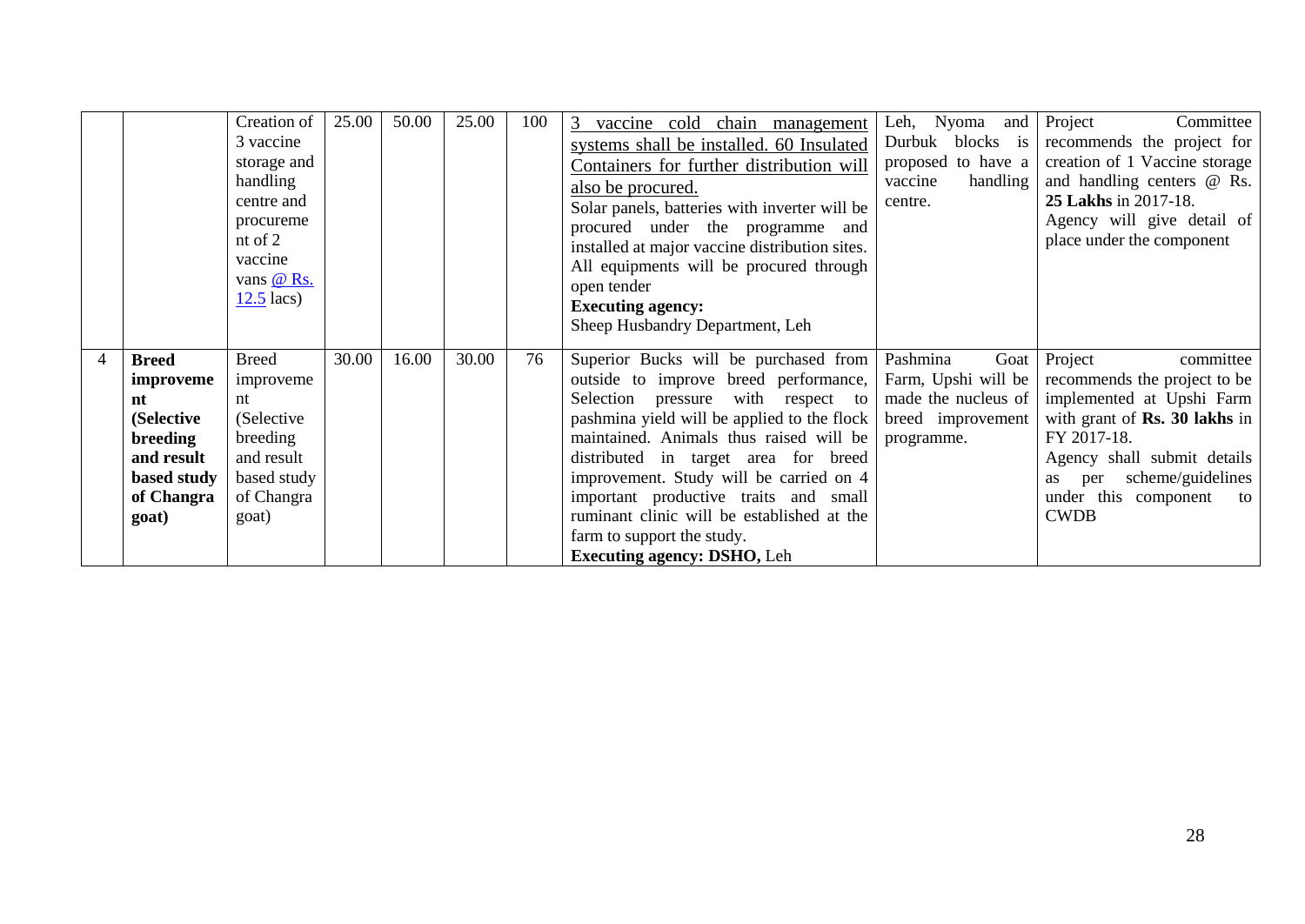| | | | | | | | | | |
|---|---|---|---|---|---|---|---|---|---|
| | | Creation of 3 vaccine storage and handling centre and procurement of 2 vaccine vans @ Rs. 12.5 lacs) | 25.00 | 50.00 | 25.00 | 100 | 3 vaccine cold chain management systems shall be installed. 60 Insulated Containers for further distribution will also be procured.<br>Solar panels, batteries with inverter will be procured under the programme and installed at major vaccine distribution sites. All equipments will be procured through open tender<br>**Executing agency:**<br>Sheep Husbandry Department, Leh | Leh, Nyoma and Durbuk blocks is proposed to have a vaccine handling centre. | Project Committee recommends the project for creation of 1 Vaccine storage and handling centers @ Rs. **25 Lakhs** in 2017-18.<br>Agency will give detail of place under the component |
| 4 | **Breed improvement (Selective breeding and result based study of Changra goat)** | Breed improvement (Selective breeding and result based study of Changra goat) | 30.00 | 16.00 | 30.00 | 76 | Superior Bucks will be purchased from outside to improve breed performance, Selection pressure with respect to pashmina yield will be applied to the flock maintained. Animals thus raised will be distributed in target area for breed improvement. Study will be carried on 4 important productive traits and small ruminant clinic will be established at the farm to support the study.<br>**Executing agency: DSHO,** Leh | Pashmina Goat Farm, Upshi will be made the nucleus of breed improvement programme. | Project committee recommends the project to be implemented at Upshi Farm with grant of **Rs. 30 lakhs** in FY 2017-18.<br>Agency shall submit details as per scheme/guidelines under this component to CWDB |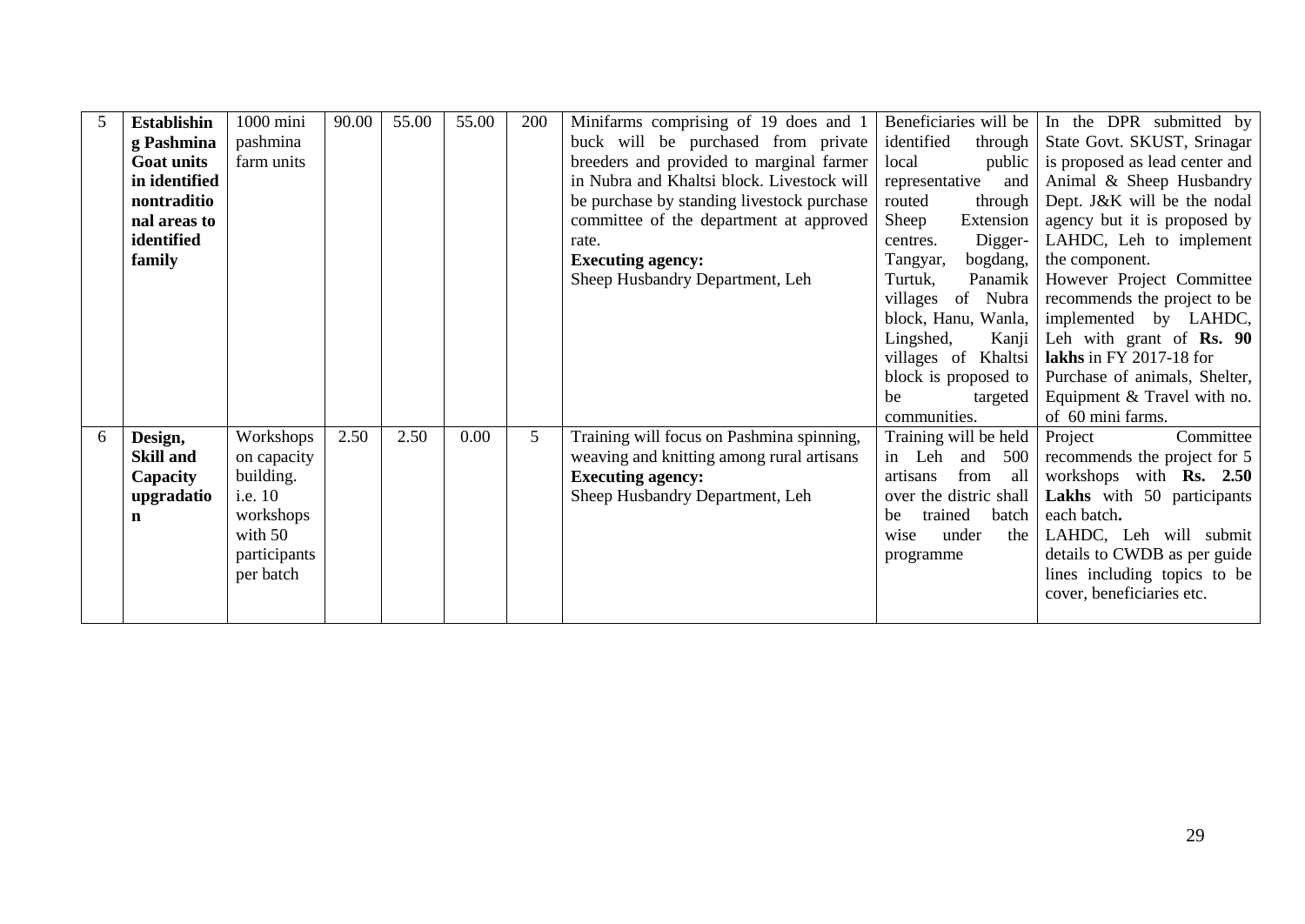| 5 | **Establishing Pashmina Goat units in identified nontraditional areas to identified family** | 1000 mini pashmina farm units | 90.00 | 55.00 | 55.00 | 200 | Minifarms comprising of 19 does and 1 buck will be purchased from private breeders and provided to marginal farmer in Nubra and Khaltsi block. Livestock will be purchase by standing livestock purchase committee of the department at approved rate.<br>**Executing agency:**<br>Sheep Husbandry Department, Leh | Beneficiaries will be identified through local public representative and routed through Sheep Extension centres. Digger-Tangyar, bogdang, Turtuk, Panamik villages of Nubra block, Hanu, Wanla, Lingshed, Kanji villages of Khaltsi block is proposed to be targeted communities. | In the DPR submitted by State Govt. SKUST, Srinagar is proposed as lead center and Animal & Sheep Husbandry Dept. J&K will be the nodal agency but it is proposed by LAHDC, Leh to implement the component.<br>However Project Committee recommends the project to be implemented by LAHDC, Leh with grant of **Rs. 90 lakhs** in FY 2017-18 for Purchase of animals, Shelter, Equipment & Travel with no. of 60 mini farms. |
|---|---|---|---|---|---|---|---|---|---|
| 6 | **Design, Skill and Capacity upgradation** | Workshops on capacity building. i.e. 10 workshops with 50 participants per batch | 2.50 | 2.50 | 0.00 | 5 | Training will focus on Pashmina spinning, weaving and knitting among rural artisans<br>**Executing agency:**<br>Sheep Husbandry Department, Leh | Training will be held in Leh and 500 artisans from all over the distric shall be trained batch wise under the programme | Project Committee recommends the project for 5 workshops with **Rs. 2.50 Lakhs** with 50 participants each batch**.**<br>LAHDC, Leh will submit details to CWDB as per guide lines including topics to be cover, beneficiaries etc. |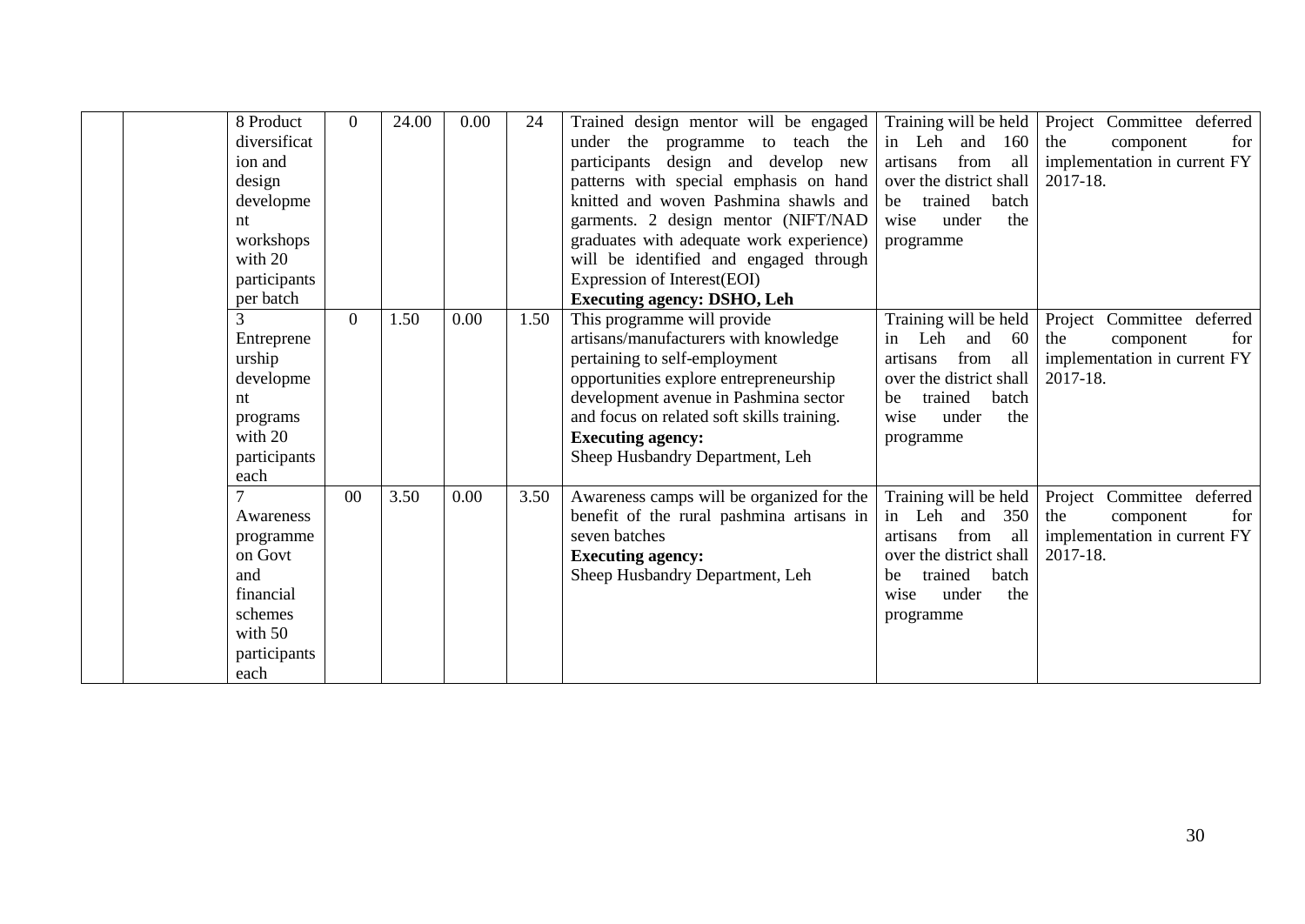| | | | | | | | | |
|---|---|---|---|---|---|---|---|---|
| | | 8 Product diversification and design development workshops with 20 participants per batch | 0 | 24.00 | 0.00 | 24 | Trained design mentor will be engaged under the programme to teach the participants design and develop new patterns with special emphasis on hand knitted and woven Pashmina shawls and garments. 2 design mentor (NIFT/NAD graduates with adequate work experience) will be identified and engaged through Expression of Interest(EOI) **Executing agency: DSHO, Leh** | Training will be held in Leh and 160 artisans from all over the district shall be trained batch wise under the programme | Project Committee deferred the component for implementation in current FY 2017-18. |
| | | 3 Entrepreneurship development programs with 20 participants each | 0 | 1.50 | 0.00 | 1.50 | This programme will provide artisans/manufacturers with knowledge pertaining to self-employment opportunities explore entrepreneurship development avenue in Pashmina sector and focus on related soft skills training. **Executing agency:** Sheep Husbandry Department, Leh | Training will be held in Leh and 60 artisans from all over the district shall be trained batch wise under the programme | Project Committee deferred the component for implementation in current FY 2017-18. |
| | | 7 Awareness programme on Govt and financial schemes with 50 participants each | 00 | 3.50 | 0.00 | 3.50 | Awareness camps will be organized for the benefit of the rural pashmina artisans in seven batches **Executing agency:** Sheep Husbandry Department, Leh | Training will be held in Leh and 350 artisans from all over the district shall be trained batch wise under the programme | Project Committee deferred the component for implementation in current FY 2017-18. |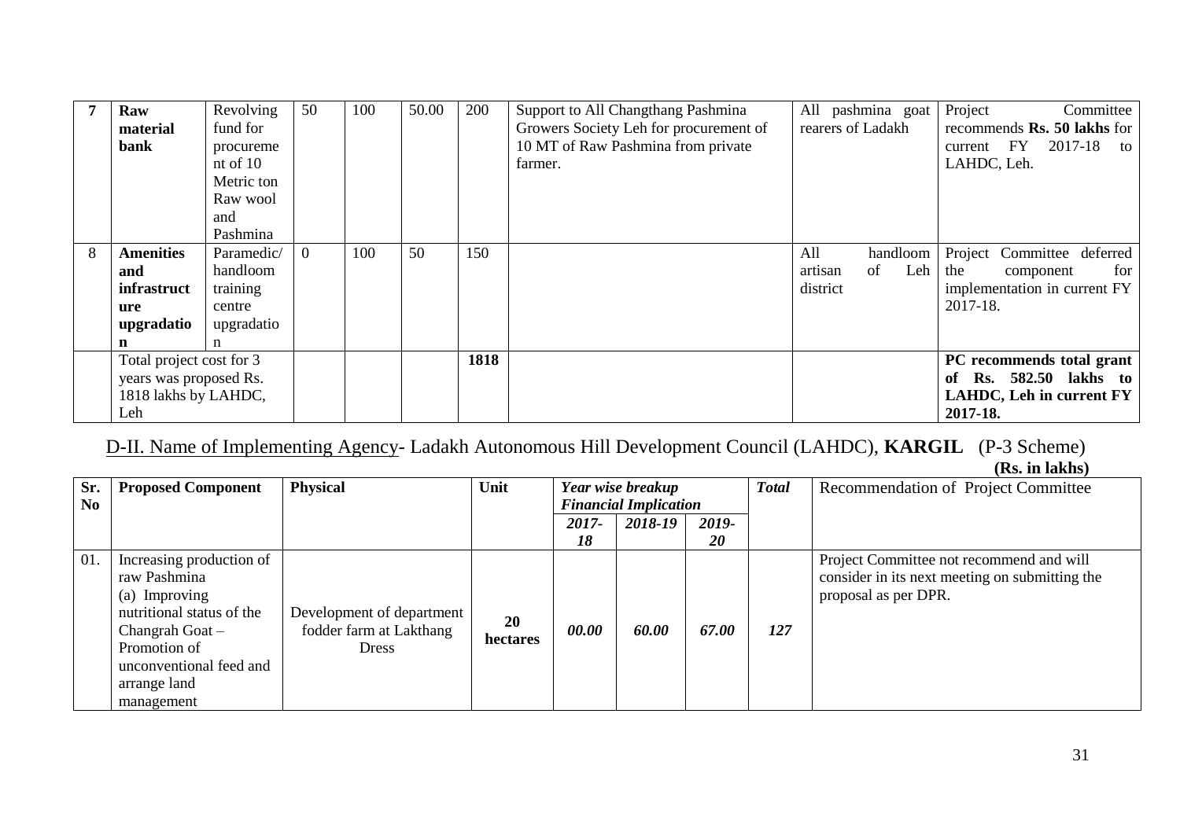| 7 | **Raw material bank** | Revolving fund for procurement of 10 Metric ton Raw wool and Pashmina | 50 | 100 | 50.00 | 200 | Support to All Changthang Pashmina Growers Society Leh for procurement of 10 MT of Raw Pashmina from private farmer. | All pashmina goat rearers of Ladakh | Project Committee recommends **Rs. 50 lakhs** for current FY 2017-18 to LAHDC, Leh. |
|---|---|---|---|---|---|---|---|---|---|
| 8 | **Amenities and infrastructure upgradation** | Paramedic/ handloom training centre upgradation | 0 | 100 | 50 | 150 | | All handloom artisan of Leh district | Project Committee deferred the component for implementation in current FY 2017-18. |
| | Total project cost for 3 years was proposed Rs. 1818 lakhs by LAHDC, Leh | | | | | **1818** | | | **PC recommends total grant of Rs. 582.50 lakhs to LAHDC, Leh in current FY 2017-18.** |

## D-II. Name of Implementing Agency- Ladakh Autonomous Hill Development Council (LAHDC), **KARGIL** (P-3 Scheme)

**(Rs. in lakhs)**

| Sr. No | Proposed Component | Physical | Unit | *Year wise breakup Financial Implication* | | | *Total* | Recommendation of Project Committee |
|---|---|---|---|---|---|---|---|---|
| | | | | *2017-18* | *2018-19* | *2019-20* | | |
| 01. | Increasing production of raw Pashmina (a) Improving nutritional status of the Changrah Goat – Promotion of unconventional feed and arrange land management | Development of department fodder farm at Lakthang Dress | **20 hectares** | ***00.00*** | ***60.00*** | ***67.00*** | ***127*** | Project Committee not recommend and will consider in its next meeting on submitting the proposal as per DPR. |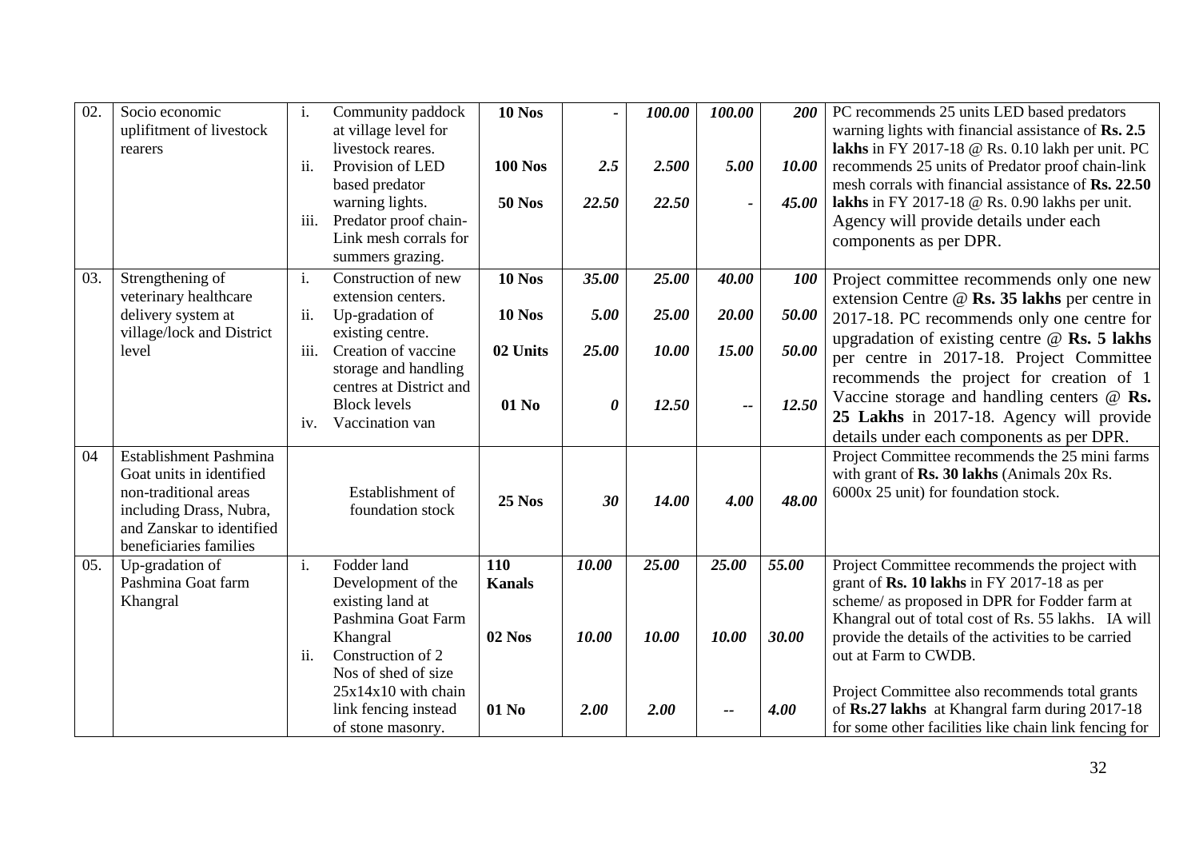| 02. | Socio economic upliftment of livestock rearers | i. Community paddock at village level for livestock reares.<br>ii. Provision of LED based predator warning lights.<br>iii. Predator proof chain-Link mesh corrals for summers grazing. | **10 Nos**<br><br>**100 Nos**<br><br>**50 Nos** | **-**<br><br>***2.5***<br><br>***22.50*** | ***100.00***<br><br>***2.500***<br><br>***22.50*** | ***100.00***<br><br>***5.00***<br><br>**-** | ***200***<br><br>***10.00***<br><br>***45.00*** | PC recommends 25 units LED based predators warning lights with financial assistance of **Rs. 2.5 lakhs** in FY 2017-18 @ Rs. 0.10 lakh per unit. PC recommends 25 units of Predator proof chain-link mesh corrals with financial assistance of **Rs. 22.50 lakhs** in FY 2017-18 @ Rs. 0.90 lakhs per unit. Agency will provide details under each components as per DPR. |
|---|---|---|---|---|---|---|---|---|
| 03. | Strengthening of veterinary healthcare delivery system at village/lock and District level | i. Construction of new extension centers.<br>ii. Up-gradation of existing centre.<br>iii. Creation of vaccine storage and handling centres at District and Block levels<br>iv. Vaccination van | **10 Nos**<br><br>**10 Nos**<br><br>**02 Units**<br><br>**01 No** | ***35.00***<br><br>***5.00***<br><br>***25.00***<br><br>***0*** | ***25.00***<br><br>***25.00***<br><br>***10.00***<br><br>***12.50*** | ***40.00***<br><br>***20.00***<br><br>***15.00***<br><br>***--*** | ***100***<br><br>***50.00***<br><br>***50.00***<br><br>***12.50*** | Project committee recommends only one new extension Centre @ **Rs. 35 lakhs** per centre in 2017-18. PC recommends only one centre for upgradation of existing centre @ **Rs. 5 lakhs** per centre in 2017-18. Project Committee recommends the project for creation of 1 Vaccine storage and handling centers @ **Rs. 25 Lakhs** in 2017-18. Agency will provide details under each components as per DPR. |
| 04 | Establishment Pashmina Goat units in identified non-traditional areas including Drass, Nubra, and Zanskar to identified beneficiaries families | Establishment of foundation stock | **25 Nos** | ***30*** | ***14.00*** | ***4.00*** | ***48.00*** | Project Committee recommends the 25 mini farms with grant of **Rs. 30 lakhs** (Animals 20x Rs. 6000x 25 unit) for foundation stock. |
| 05. | Up-gradation of Pashmina Goat farm Khangral | i. Fodder land Development of the existing land at Pashmina Goat Farm Khangral<br>ii. Construction of 2 Nos of shed of size 25x14x10 with chain link fencing instead of stone masonry. | **110 Kanals**<br><br>**02 Nos**<br><br>**01 No** | ***10.00***<br><br>***10.00***<br><br>***2.00*** | ***25.00***<br><br>***10.00***<br><br>***2.00*** | ***25.00***<br><br>***10.00***<br><br>***--*** | ***55.00***<br><br>***30.00***<br><br>***4.00*** | Project Committee recommends the project with grant of **Rs. 10 lakhs** in FY 2017-18 as per scheme/ as proposed in DPR for Fodder farm at Khangral out of total cost of Rs. 55 lakhs. IA will provide the details of the activities to be carried out at Farm to CWDB.<br><br>Project Committee also recommends total grants of **Rs.27 lakhs** at Khangral farm during 2017-18 for some other facilities like chain link fencing for |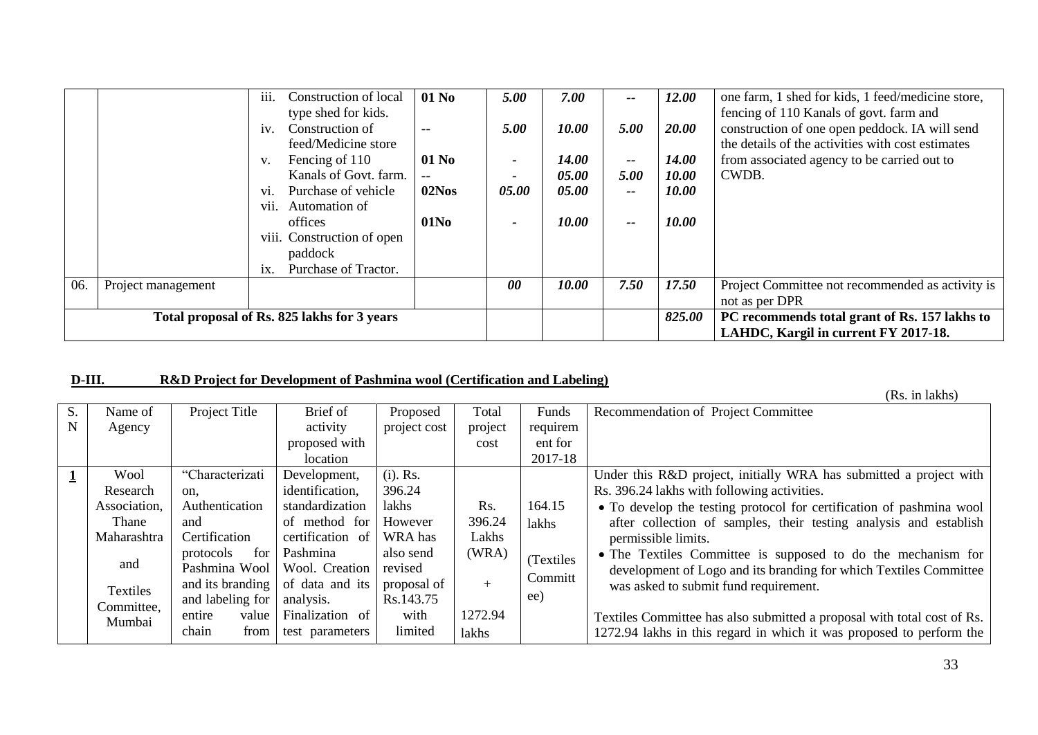| | | | | | | | | |
|---|---|---|---|---|---|---|---|---|
| | | iii. Construction of local type shed for kids. | **01 No** | ***5.00*** | ***7.00*** | ***--*** | ***12.00*** | one farm, 1 shed for kids, 1 feed/medicine store, fencing of 110 Kanals of govt. farm and construction of one open peddock. IA will send the details of the activities with cost estimates from associated agency to be carried out to CWDB. |
| | | iv. Construction of feed/Medicine store | **--** | ***5.00*** | ***10.00*** | ***5.00*** | ***20.00*** | |
| | | v. Fencing of 110 Kanals of Govt. farm. | **01 No** **--** | **-** **-** | ***14.00*** ***05.00*** | ***--*** ***5.00*** | ***14.00*** ***10.00*** | |
| | | vi. Purchase of vehicle | **02Nos** | ***05.00*** | ***05.00*** | ***--*** | ***10.00*** | |
| | | vii. Automation of offices | **01No** | **-** | ***10.00*** | ***--*** | ***10.00*** | |
| | | viii. Construction of open paddock | | | | | | |
| | | ix. Purchase of Tractor. | | | | | | |
| 06. | Project management | | | ***00*** | ***10.00*** | ***7.50*** | ***17.50*** | Project Committee not recommended as activity is not as per DPR |
| **Total proposal of Rs. 825 lakhs for 3 years** | | | | | | | ***825.00*** | **PC recommends total grant of Rs. 157 lakhs to LAHDC, Kargil in current FY 2017-18.** |

**D-III. R&D Project for Development of Pashmina wool (Certification and Labeling)**

(Rs. in lakhs)

| S. N | Name of Agency | Project Title | Brief of activity proposed with location | Proposed project cost | Total project cost | Funds requirement for 2017-18 | Recommendation of Project Committee |
|---|---|---|---|---|---|---|---|
| **1** | Wool Research Association, Thane Maharashtra and Textiles Committee, Mumbai | "Characterization, Authentication and Certification protocols for Pashmina Wool and its branding and labeling for entire value chain from | Development, identification, standardization of method for certification of Pashmina Wool. Creation of data and its analysis. Finalization of test parameters | (i). Rs. 396.24 lakhs However WRA has also send revised proposal of Rs.143.75 with limited | Rs. 396.24 Lakhs (WRA) + 1272.94 lakhs | 164.15 lakhs (Textiles Committee) | Under this R&D project, initially WRA has submitted a project with Rs. 396.24 lakhs with following activities.<br>• To develop the testing protocol for certification of pashmina wool after collection of samples, their testing analysis and establish permissible limits.<br>• The Textiles Committee is supposed to do the mechanism for development of Logo and its branding for which Textiles Committee was asked to submit fund requirement.<br><br>Textiles Committee has also submitted a proposal with total cost of Rs. 1272.94 lakhs in this regard in which it was proposed to perform the |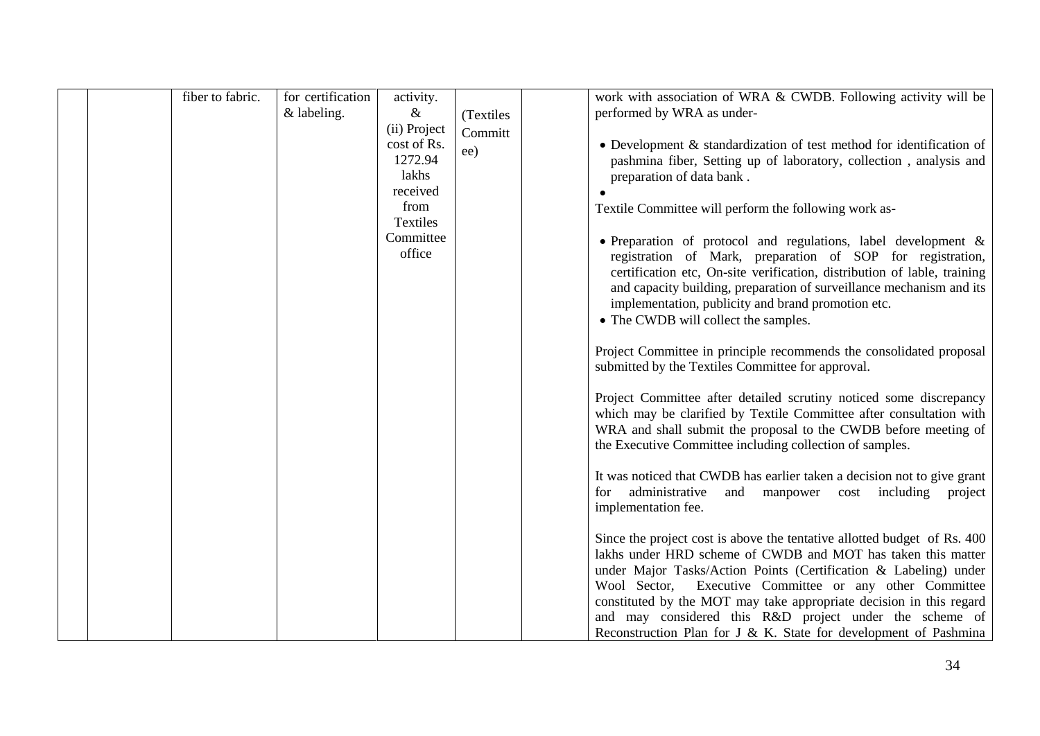| | | | | | | |
|---|---|---|---|---|---|---|
| | | fiber to fabric. | for certification & labeling. | activity. & (ii) Project cost of Rs. 1272.94 lakhs received from Textiles Committee office | (Textiles Committ ee) | | work with association of WRA & CWDB. Following activity will be performed by WRA as under-<br><br>• Development & standardization of test method for identification of pashmina fiber, Setting up of laboratory, collection , analysis and preparation of data bank .<br>•<br>Textile Committee will perform the following work as-<br><br>• Preparation of protocol and regulations, label development & registration of Mark, preparation of SOP for registration, certification etc, On-site verification, distribution of lable, training and capacity building, preparation of surveillance mechanism and its implementation, publicity and brand promotion etc.<br>• The CWDB will collect the samples.<br><br>Project Committee in principle recommends the consolidated proposal submitted by the Textiles Committee for approval.<br><br>Project Committee after detailed scrutiny noticed some discrepancy which may be clarified by Textile Committee after consultation with WRA and shall submit the proposal to the CWDB before meeting of the Executive Committee including collection of samples.<br><br>It was noticed that CWDB has earlier taken a decision not to give grant for administrative and manpower cost including project implementation fee.<br><br>Since the project cost is above the tentative allotted budget of Rs. 400 lakhs under HRD scheme of CWDB and MOT has taken this matter under Major Tasks/Action Points (Certification & Labeling) under Wool Sector, Executive Committee or any other Committee constituted by the MOT may take appropriate decision in this regard and may considered this R&D project under the scheme of Reconstruction Plan for J & K. State for development of Pashmina |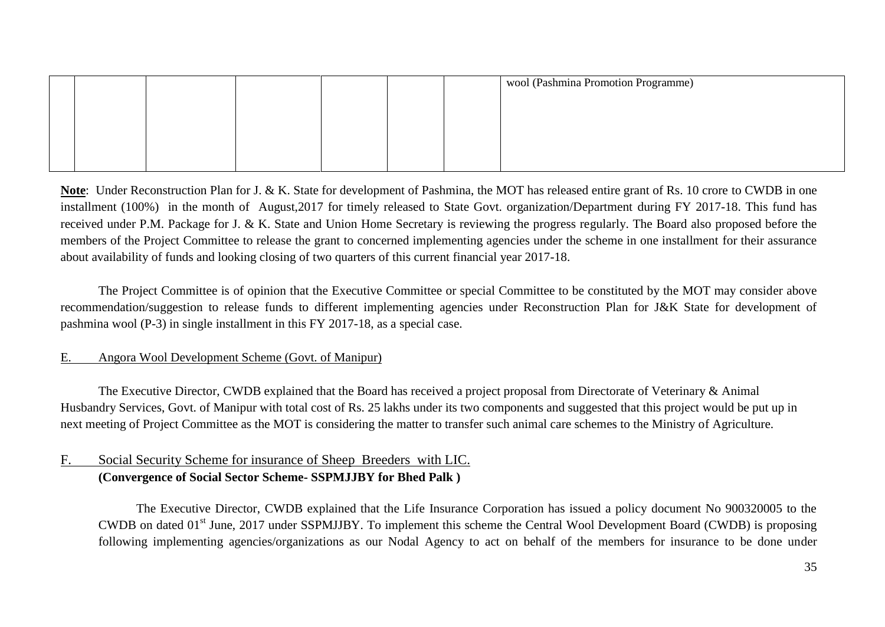| | | | | | | | |
|---|---|---|---|---|---|---|---|
| | | | | | | | wool (Pashmina Promotion Programme) |

**Note**: Under Reconstruction Plan for J. & K. State for development of Pashmina, the MOT has released entire grant of Rs. 10 crore to CWDB in one installment (100%) in the month of August,2017 for timely released to State Govt. organization/Department during FY 2017-18. This fund has received under P.M. Package for J. & K. State and Union Home Secretary is reviewing the progress regularly. The Board also proposed before the members of the Project Committee to release the grant to concerned implementing agencies under the scheme in one installment for their assurance about availability of funds and looking closing of two quarters of this current financial year 2017-18.

The Project Committee is of opinion that the Executive Committee or special Committee to be constituted by the MOT may consider above recommendation/suggestion to release funds to different implementing agencies under Reconstruction Plan for J&K State for development of pashmina wool (P-3) in single installment in this FY 2017-18, as a special case.

E. Angora Wool Development Scheme (Govt. of Manipur)

The Executive Director, CWDB explained that the Board has received a project proposal from Directorate of Veterinary & Animal Husbandry Services, Govt. of Manipur with total cost of Rs. 25 lakhs under its two components and suggested that this project would be put up in next meeting of Project Committee as the MOT is considering the matter to transfer such animal care schemes to the Ministry of Agriculture.

F. Social Security Scheme for insurance of Sheep Breeders with LIC.
**(Convergence of Social Sector Scheme- SSPMJJBY for Bhed Palk )**

The Executive Director, CWDB explained that the Life Insurance Corporation has issued a policy document No 900320005 to the CWDB on dated 01st June, 2017 under SSPMJJBY. To implement this scheme the Central Wool Development Board (CWDB) is proposing following implementing agencies/organizations as our Nodal Agency to act on behalf of the members for insurance to be done under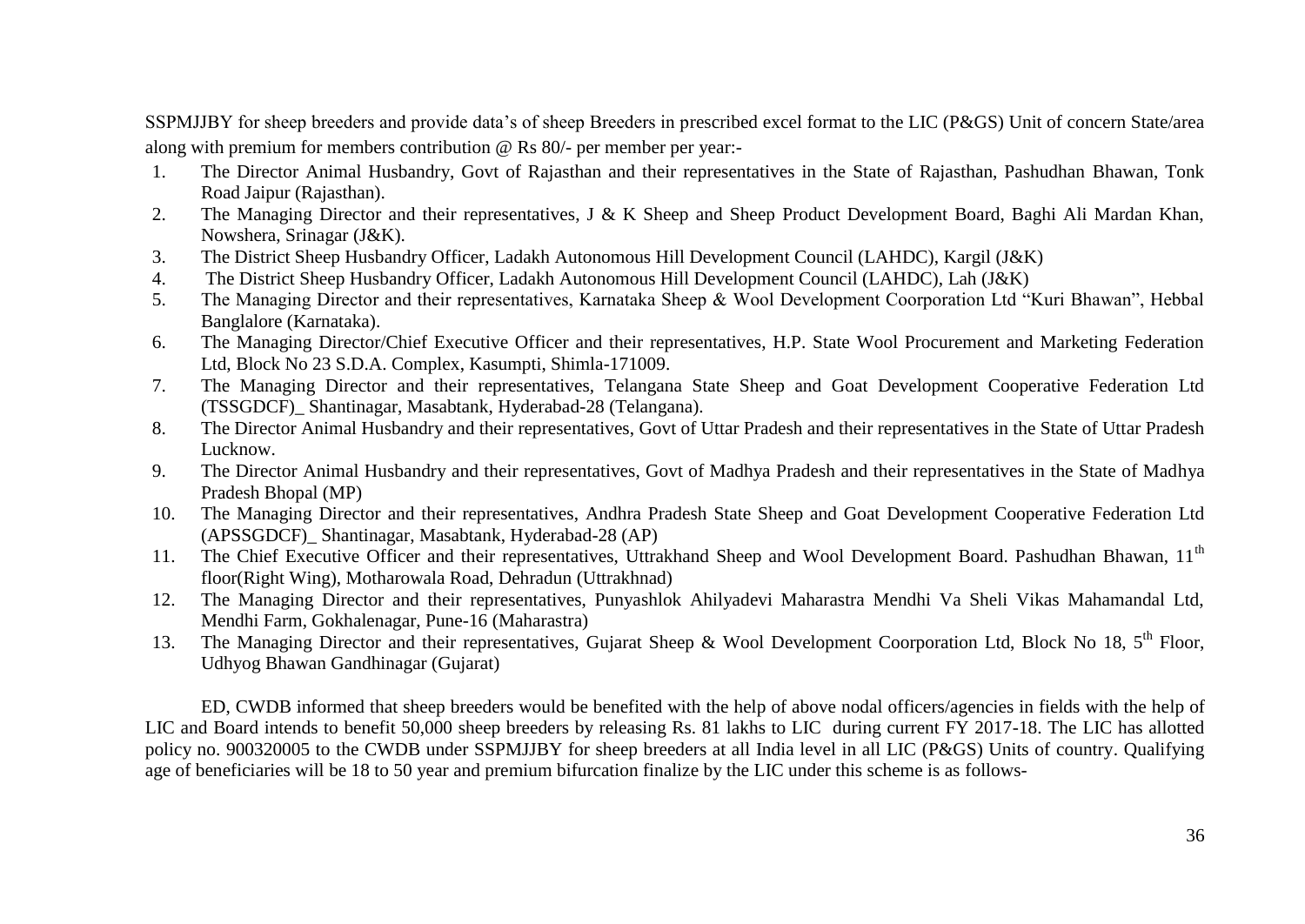SSPMJJBY for sheep breeders and provide data's of sheep Breeders in prescribed excel format to the LIC (P&GS) Unit of concern State/area along with premium for members contribution @ Rs 80/- per member per year:-

1. The Director Animal Husbandry, Govt of Rajasthan and their representatives in the State of Rajasthan, Pashudhan Bhawan, Tonk Road Jaipur (Rajasthan).
2. The Managing Director and their representatives, J & K Sheep and Sheep Product Development Board, Baghi Ali Mardan Khan, Nowshera, Srinagar (J&K).
3. The District Sheep Husbandry Officer, Ladakh Autonomous Hill Development Council (LAHDC), Kargil (J&K)
4. The District Sheep Husbandry Officer, Ladakh Autonomous Hill Development Council (LAHDC), Lah (J&K)
5. The Managing Director and their representatives, Karnataka Sheep & Wool Development Coorporation Ltd "Kuri Bhawan", Hebbal Banglalore (Karnataka).
6. The Managing Director/Chief Executive Officer and their representatives, H.P. State Wool Procurement and Marketing Federation Ltd, Block No 23 S.D.A. Complex, Kasumpti, Shimla-171009.
7. The Managing Director and their representatives, Telangana State Sheep and Goat Development Cooperative Federation Ltd (TSSGDCF)_ Shantinagar, Masabtank, Hyderabad-28 (Telangana).
8. The Director Animal Husbandry and their representatives, Govt of Uttar Pradesh and their representatives in the State of Uttar Pradesh Lucknow.
9. The Director Animal Husbandry and their representatives, Govt of Madhya Pradesh and their representatives in the State of Madhya Pradesh Bhopal (MP)
10. The Managing Director and their representatives, Andhra Pradesh State Sheep and Goat Development Cooperative Federation Ltd (APSSGDCF)_ Shantinagar, Masabtank, Hyderabad-28 (AP)
11. The Chief Executive Officer and their representatives, Uttrakhand Sheep and Wool Development Board. Pashudhan Bhawan, 11th floor(Right Wing), Motharowala Road, Dehradun (Uttrakhnad)
12. The Managing Director and their representatives, Punyashlok Ahilyadevi Maharastra Mendhi Va Sheli Vikas Mahamandal Ltd, Mendhi Farm, Gokhalenagar, Pune-16 (Maharastra)
13. The Managing Director and their representatives, Gujarat Sheep & Wool Development Coorporation Ltd, Block No 18, 5th Floor, Udhyog Bhawan Gandhinagar (Gujarat)

ED, CWDB informed that sheep breeders would be benefited with the help of above nodal officers/agencies in fields with the help of LIC and Board intends to benefit 50,000 sheep breeders by releasing Rs. 81 lakhs to LIC during current FY 2017-18. The LIC has allotted policy no. 900320005 to the CWDB under SSPMJJBY for sheep breeders at all India level in all LIC (P&GS) Units of country. Qualifying age of beneficiaries will be 18 to 50 year and premium bifurcation finalize by the LIC under this scheme is as follows-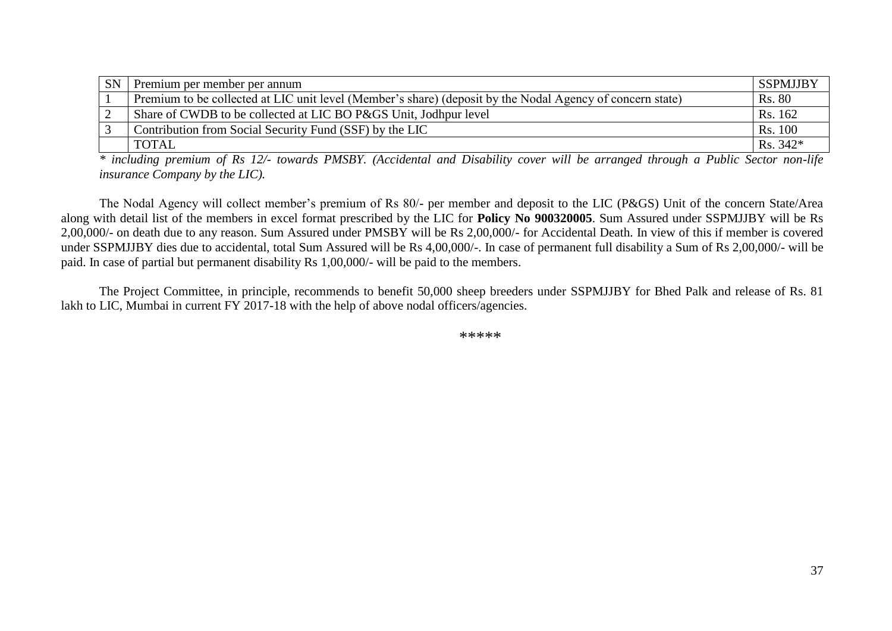| SN | Premium per member per annum | SSPMJJBY |
|---|---|---|
| 1 | Premium to be collected at LIC unit level (Member's share) (deposit by the Nodal Agency of concern state) | Rs. 80 |
| 2 | Share of CWDB to be collected at LIC BO P&GS Unit, Jodhpur level | Rs. 162 |
| 3 | Contribution from Social Security Fund (SSF) by the LIC | Rs. 100 |
| | TOTAL | Rs. 342* |

*\* including premium of Rs 12/- towards PMSBY. (Accidental and Disability cover will be arranged through a Public Sector non-life insurance Company by the LIC).*

The Nodal Agency will collect member's premium of Rs 80/- per member and deposit to the LIC (P&GS) Unit of the concern State/Area along with detail list of the members in excel format prescribed by the LIC for **Policy No 900320005**. Sum Assured under SSPMJJBY will be Rs 2,00,000/- on death due to any reason. Sum Assured under PMSBY will be Rs 2,00,000/- for Accidental Death. In view of this if member is covered under SSPMJJBY dies due to accidental, total Sum Assured will be Rs 4,00,000/-. In case of permanent full disability a Sum of Rs 2,00,000/- will be paid. In case of partial but permanent disability Rs 1,00,000/- will be paid to the members.

The Project Committee, in principle, recommends to benefit 50,000 sheep breeders under SSPMJJBY for Bhed Palk and release of Rs. 81 lakh to LIC, Mumbai in current FY 2017-18 with the help of above nodal officers/agencies.

*****